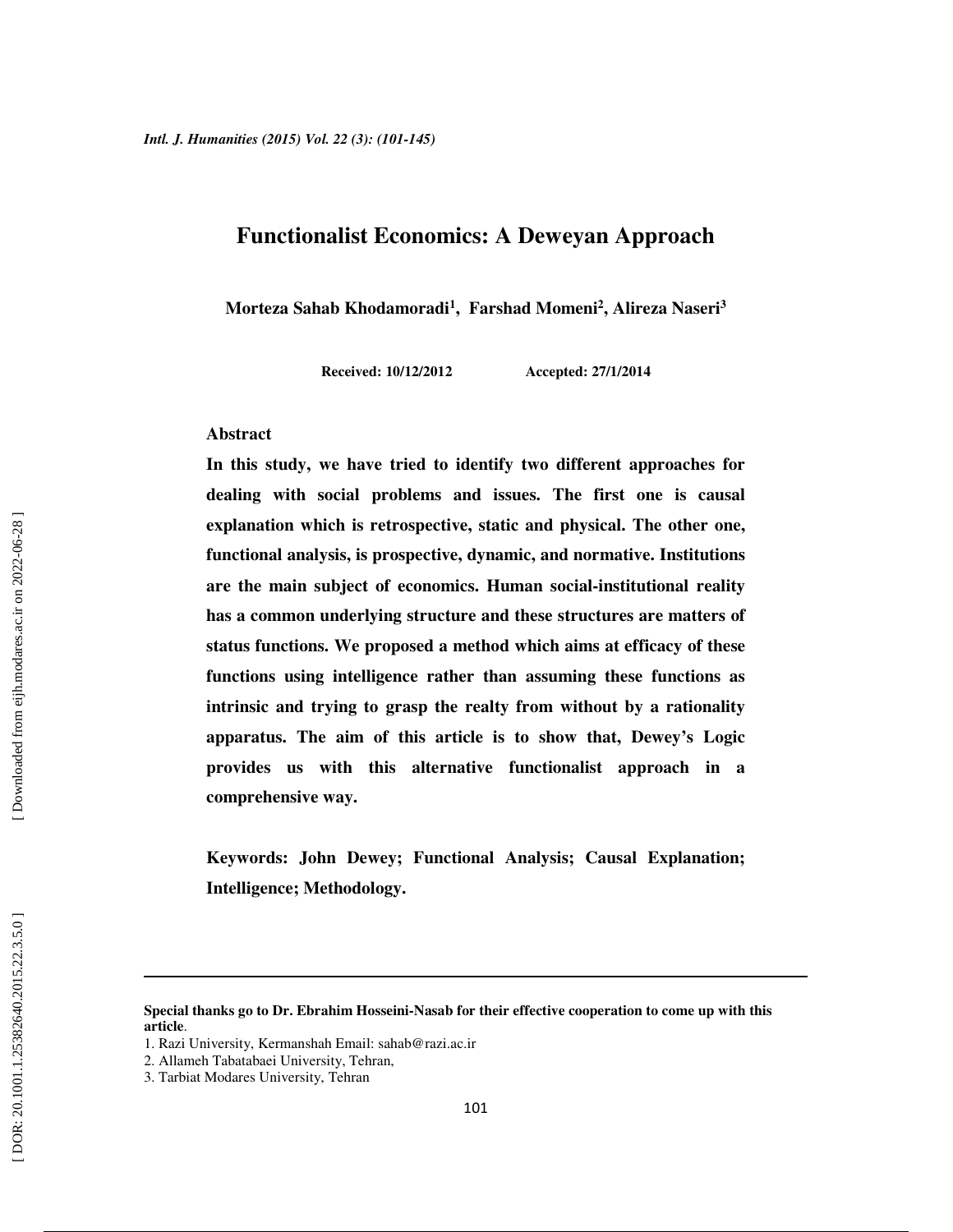# Functionalist Economics: A Deweyan Approach

**Morteza Sahab Khodamoradi[1], Farshad Momeni[2], Alireza Naseri[3]**

**Received: 10/12/2012 Accepted: 27/1/2014**

## Abstract

**In this study, we have tried to identify two different approaches for dealing with social problems and issues. The first one is causal explanation which is retrospective, static and physical. The other one, functional analysis, is prospective, dynamic, and normative. Institutions are the main subject of economics. Human social-institutional reality has a common underlying structure and these structures are matters of status functions. We proposed a method which aims at efficacy of these functions using intelligence rather than assuming these functions as intrinsic and trying to grasp the realty from without by a rationality apparatus. The aim of this article is to show that, Dewey's Logic provides us with this alternative functionalist approach in a comprehensive way.**

**Keywords: John Dewey; Functional Analysis; Causal Explanation; Intelligence; Methodology.**

---

**Special thanks go to Dr. Ebrahim Hosseini-Nasab for their effective cooperation to come up with this article**.

1. Razi University, Kermanshah Email: sahab@razi.ac.ir
2. Allameh Tabatabaei University, Tehran,
3. Tarbiat Modares University, Tehran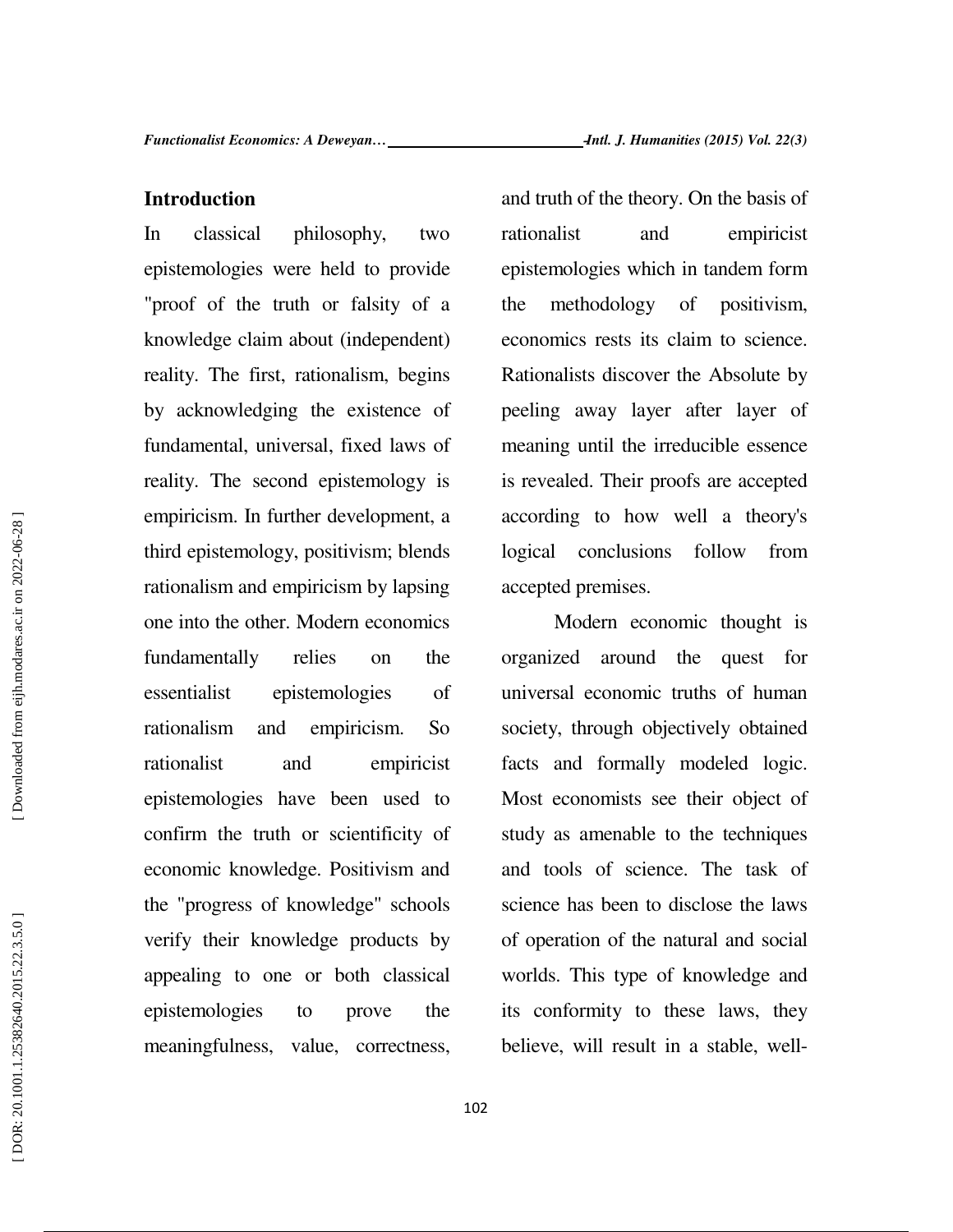## Introduction

In classical philosophy, two epistemologies were held to provide "proof of the truth or falsity of a knowledge claim about (independent) reality. The first, rationalism, begins by acknowledging the existence of fundamental, universal, fixed laws of reality. The second epistemology is empiricism. In further development, a third epistemology, positivism; blends rationalism and empiricism by lapsing one into the other. Modern economics fundamentally relies on the essentialist epistemologies of rationalism and empiricism. So rationalist and empiricist epistemologies have been used to confirm the truth or scientificity of economic knowledge. Positivism and the "progress of knowledge" schools verify their knowledge products by appealing to one or both classical epistemologies to prove the meaningfulness, value, correctness, and truth of the theory. On the basis of rationalist and empiricist epistemologies which in tandem form the methodology of positivism, economics rests its claim to science. Rationalists discover the Absolute by peeling away layer after layer of meaning until the irreducible essence is revealed. Their proofs are accepted according to how well a theory's logical conclusions follow from accepted premises.

Modern economic thought is organized around the quest for universal economic truths of human society, through objectively obtained facts and formally modeled logic. Most economists see their object of study as amenable to the techniques and tools of science. The task of science has been to disclose the laws of operation of the natural and social worlds. This type of knowledge and its conformity to these laws, they believe, will result in a stable, well-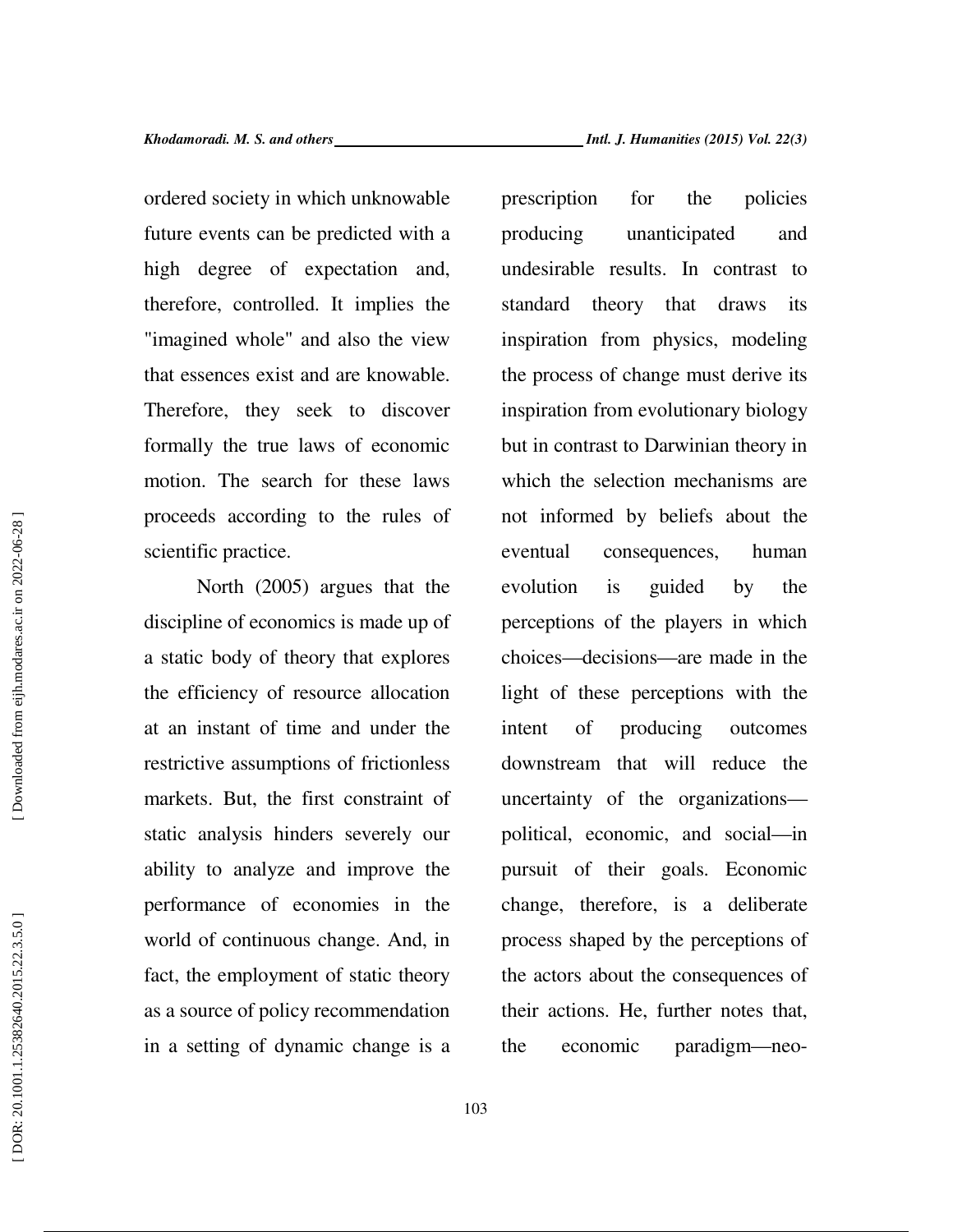ordered society in which unknowable future events can be predicted with a high degree of expectation and, therefore, controlled. It implies the "imagined whole" and also the view that essences exist and are knowable. Therefore, they seek to discover formally the true laws of economic motion. The search for these laws proceeds according to the rules of scientific practice.

North (2005) argues that the discipline of economics is made up of a static body of theory that explores the efficiency of resource allocation at an instant of time and under the restrictive assumptions of frictionless markets. But, the first constraint of static analysis hinders severely our ability to analyze and improve the performance of economies in the world of continuous change. And, in fact, the employment of static theory as a source of policy recommendation in a setting of dynamic change is a prescription for the policies producing unanticipated and undesirable results. In contrast to standard theory that draws its inspiration from physics, modeling the process of change must derive its inspiration from evolutionary biology but in contrast to Darwinian theory in which the selection mechanisms are not informed by beliefs about the eventual consequences, human evolution is guided by the perceptions of the players in which choices—decisions—are made in the light of these perceptions with the intent of producing outcomes downstream that will reduce the uncertainty of the organizations—political, economic, and social—in pursuit of their goals. Economic change, therefore, is a deliberate process shaped by the perceptions of the actors about the consequences of their actions. He, further notes that, the economic paradigm—neo-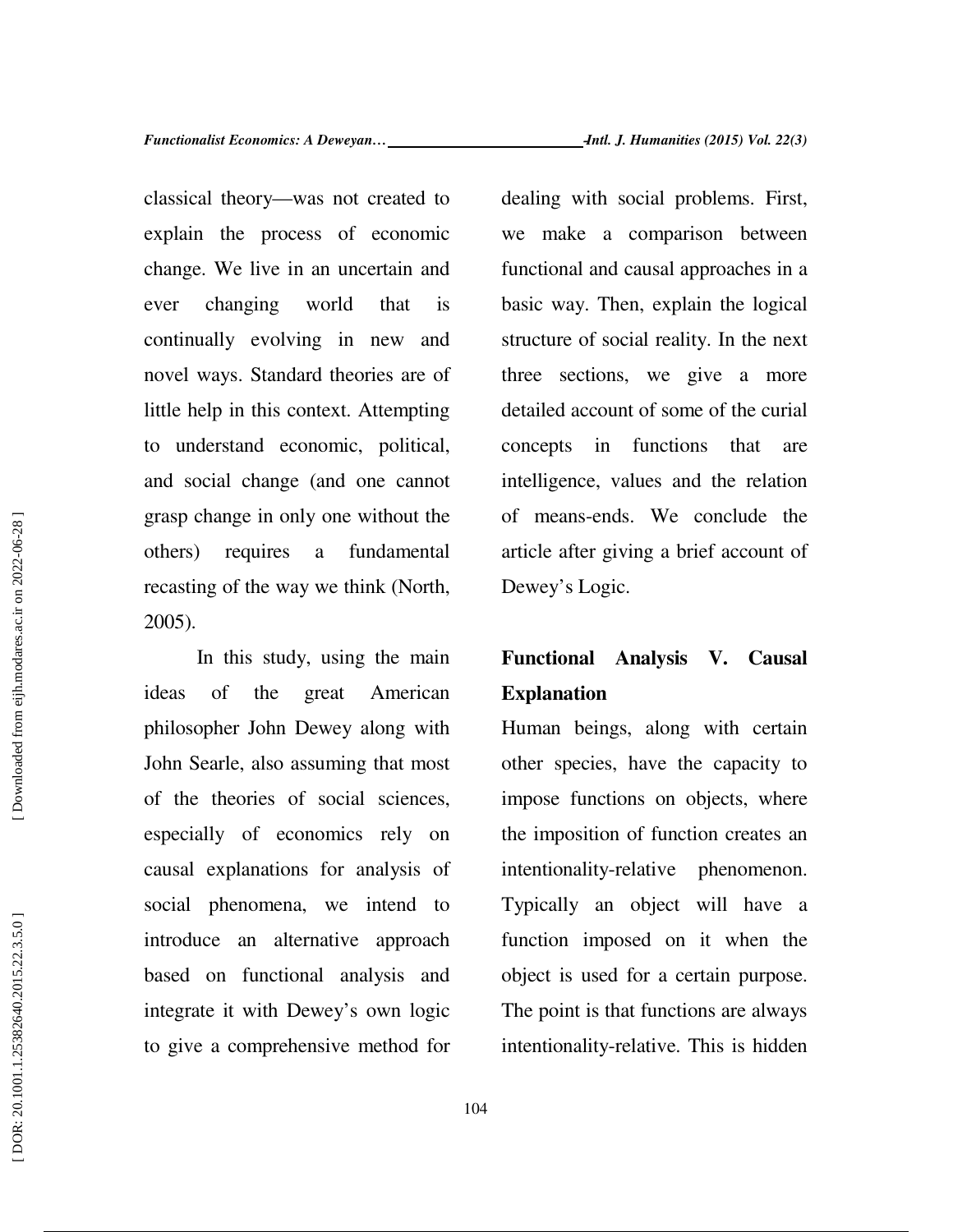classical theory—was not created to explain the process of economic change. We live in an uncertain and ever changing world that is continually evolving in new and novel ways. Standard theories are of little help in this context. Attempting to understand economic, political, and social change (and one cannot grasp change in only one without the others) requires a fundamental recasting of the way we think (North, 2005).

In this study, using the main ideas of the great American philosopher John Dewey along with John Searle, also assuming that most of the theories of social sciences, especially of economics rely on causal explanations for analysis of social phenomena, we intend to introduce an alternative approach based on functional analysis and integrate it with Dewey's own logic to give a comprehensive method for dealing with social problems. First, we make a comparison between functional and causal approaches in a basic way. Then, explain the logical structure of social reality. In the next three sections, we give a more detailed account of some of the curial concepts in functions that are intelligence, values and the relation of means-ends. We conclude the article after giving a brief account of Dewey's Logic.

## Functional Analysis V. Causal Explanation

Human beings, along with certain other species, have the capacity to impose functions on objects, where the imposition of function creates an intentionality-relative phenomenon. Typically an object will have a function imposed on it when the object is used for a certain purpose. The point is that functions are always intentionality-relative. This is hidden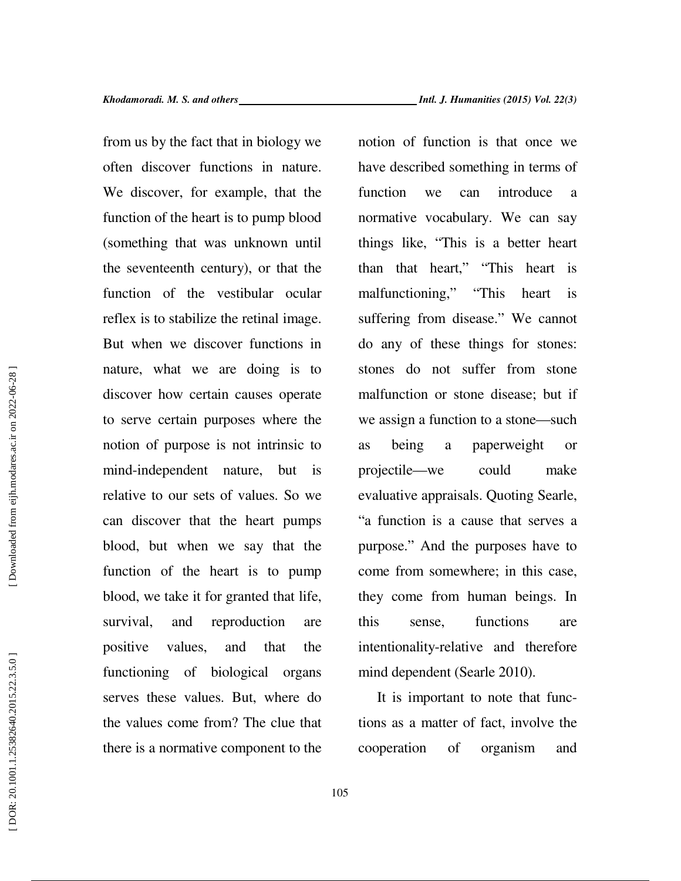from us by the fact that in biology we often discover functions in nature. We discover, for example, that the function of the heart is to pump blood (something that was unknown until the seventeenth century), or that the function of the vestibular ocular reflex is to stabilize the retinal image. But when we discover functions in nature, what we are doing is to discover how certain causes operate to serve certain purposes where the notion of purpose is not intrinsic to mind-independent nature, but is relative to our sets of values. So we can discover that the heart pumps blood, but when we say that the function of the heart is to pump blood, we take it for granted that life, survival, and reproduction are positive values, and that the functioning of biological organs serves these values. But, where do the values come from? The clue that there is a normative component to the notion of function is that once we have described something in terms of function we can introduce a normative vocabulary. We can say things like, "This is a better heart than that heart," "This heart is malfunctioning," "This heart is suffering from disease." We cannot do any of these things for stones: stones do not suffer from stone malfunction or stone disease; but if we assign a function to a stone—such as being a paperweight or projectile—we could make evaluative appraisals. Quoting Searle, "a function is a cause that serves a purpose." And the purposes have to come from somewhere; in this case, they come from human beings. In this sense, functions are intentionality-relative and therefore mind dependent (Searle 2010).

It is important to note that functions as a matter of fact, involve the cooperation of organism and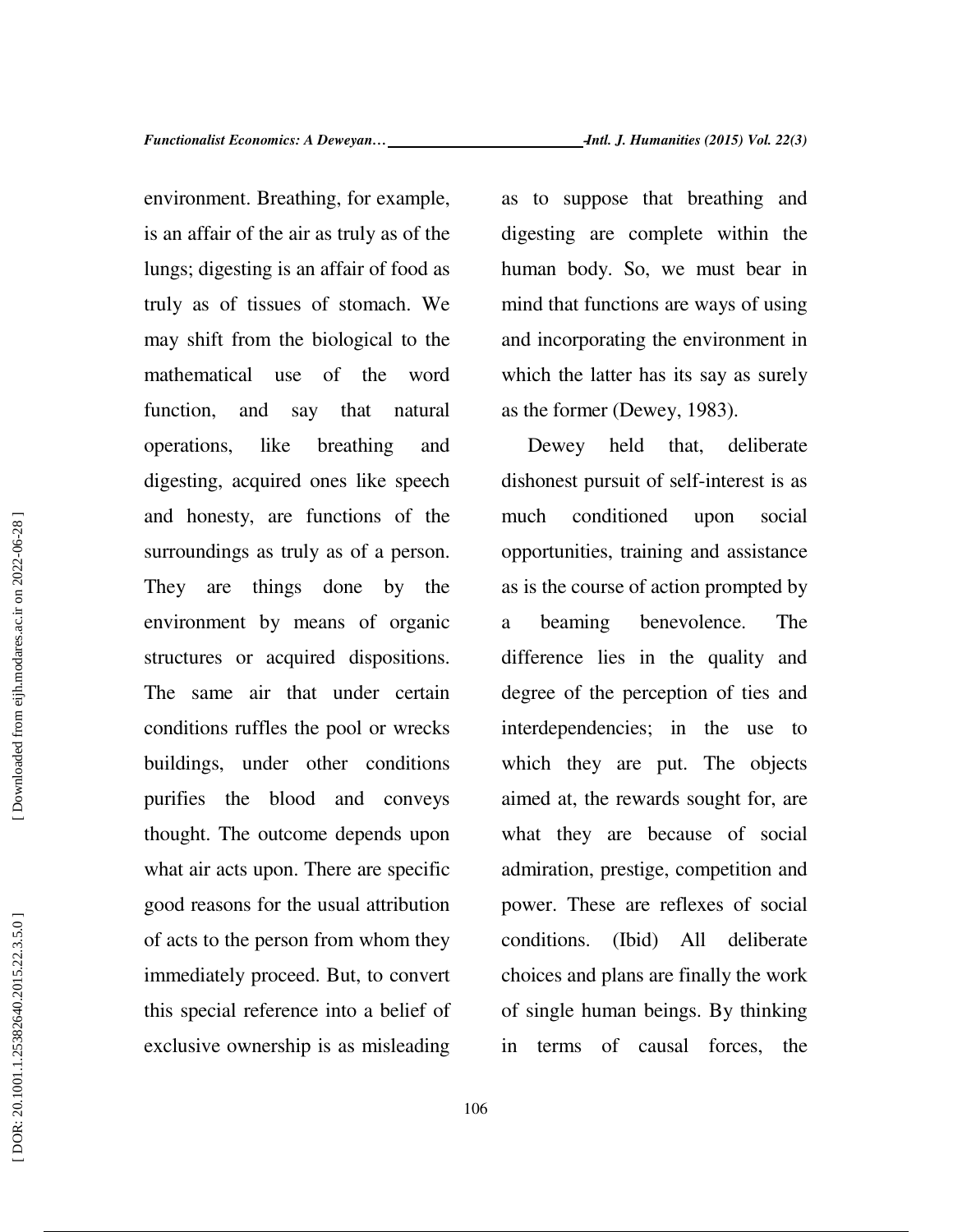environment. Breathing, for example, is an affair of the air as truly as of the lungs; digesting is an affair of food as truly as of tissues of stomach. We may shift from the biological to the mathematical use of the word function, and say that natural operations, like breathing and digesting, acquired ones like speech and honesty, are functions of the surroundings as truly as of a person. They are things done by the environment by means of organic structures or acquired dispositions. The same air that under certain conditions ruffles the pool or wrecks buildings, under other conditions purifies the blood and conveys thought. The outcome depends upon what air acts upon. There are specific good reasons for the usual attribution of acts to the person from whom they immediately proceed. But, to convert this special reference into a belief of exclusive ownership is as misleading as to suppose that breathing and digesting are complete within the human body. So, we must bear in mind that functions are ways of using and incorporating the environment in which the latter has its say as surely as the former (Dewey, 1983).

Dewey held that, deliberate dishonest pursuit of self-interest is as much conditioned upon social opportunities, training and assistance as is the course of action prompted by a beaming benevolence. The difference lies in the quality and degree of the perception of ties and interdependencies; in the use to which they are put. The objects aimed at, the rewards sought for, are what they are because of social admiration, prestige, competition and power. These are reflexes of social conditions. (Ibid) All deliberate choices and plans are finally the work of single human beings. By thinking in terms of causal forces, the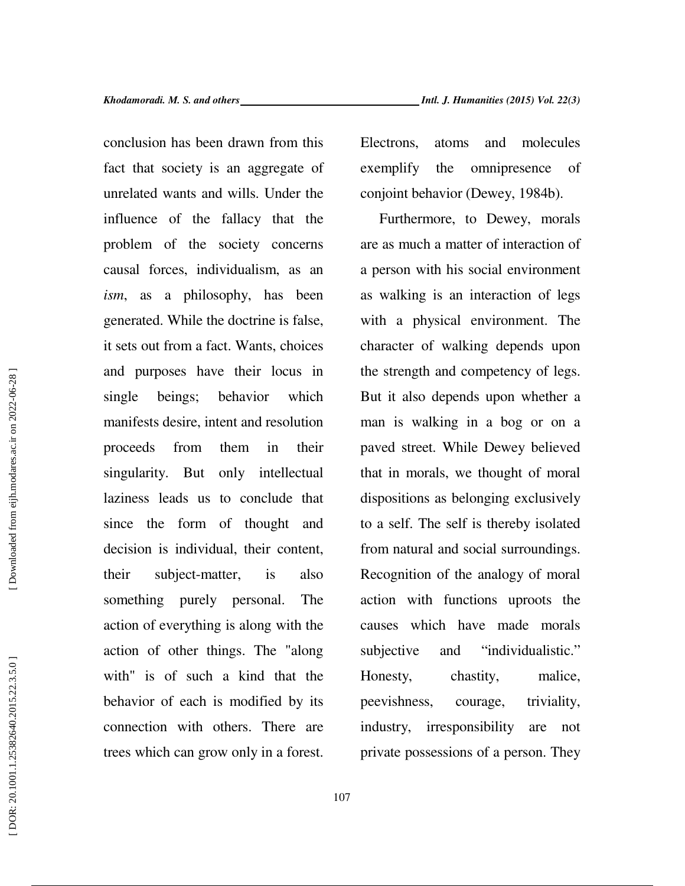conclusion has been drawn from this fact that society is an aggregate of unrelated wants and wills. Under the influence of the fallacy that the problem of the society concerns causal forces, individualism, as an *ism*, as a philosophy, has been generated. While the doctrine is false, it sets out from a fact. Wants, choices and purposes have their locus in single beings; behavior which manifests desire, intent and resolution proceeds from them in their singularity. But only intellectual laziness leads us to conclude that since the form of thought and decision is individual, their content, their subject-matter, is also something purely personal. The action of everything is along with the action of other things. The "along with" is of such a kind that the behavior of each is modified by its connection with others. There are trees which can grow only in a forest. Electrons, atoms and molecules exemplify the omnipresence of conjoint behavior (Dewey, 1984b).

Furthermore, to Dewey, morals are as much a matter of interaction of a person with his social environment as walking is an interaction of legs with a physical environment. The character of walking depends upon the strength and competency of legs. But it also depends upon whether a man is walking in a bog or on a paved street. While Dewey believed that in morals, we thought of moral dispositions as belonging exclusively to a self. The self is thereby isolated from natural and social surroundings. Recognition of the analogy of moral action with functions uproots the causes which have made morals subjective and "individualistic." Honesty, chastity, malice, peevishness, courage, triviality, industry, irresponsibility are not private possessions of a person. They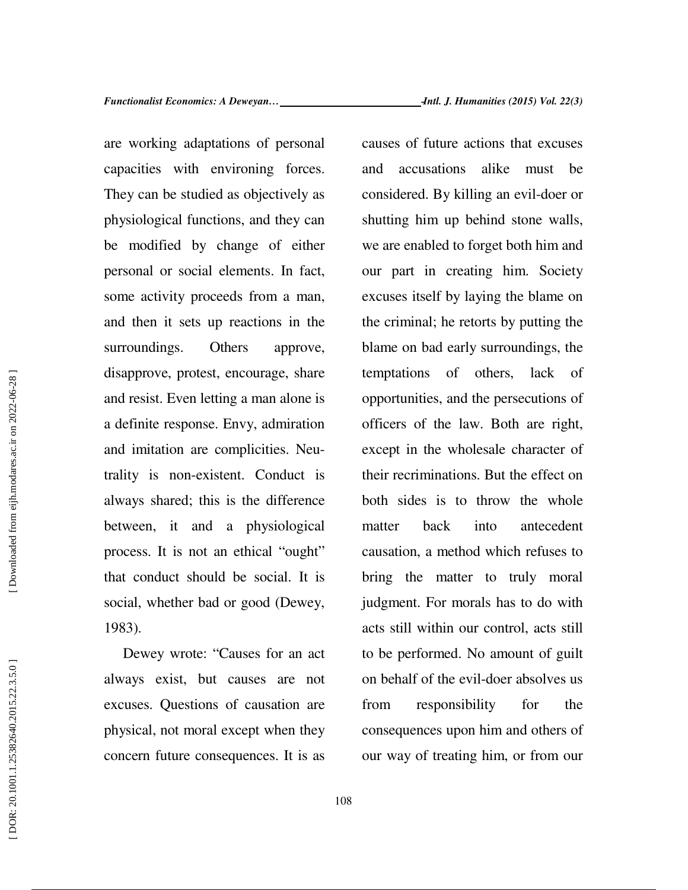are working adaptations of personal capacities with environing forces. They can be studied as objectively as physiological functions, and they can be modified by change of either personal or social elements. In fact, some activity proceeds from a man, and then it sets up reactions in the surroundings. Others approve, disapprove, protest, encourage, share and resist. Even letting a man alone is a definite response. Envy, admiration and imitation are complicities. Neutrality is non-existent. Conduct is always shared; this is the difference between, it and a physiological process. It is not an ethical "ought" that conduct should be social. It is social, whether bad or good (Dewey, 1983).

Dewey wrote: "Causes for an act always exist, but causes are not excuses. Questions of causation are physical, not moral except when they concern future consequences. It is as causes of future actions that excuses and accusations alike must be considered. By killing an evil-doer or shutting him up behind stone walls, we are enabled to forget both him and our part in creating him. Society excuses itself by laying the blame on the criminal; he retorts by putting the blame on bad early surroundings, the temptations of others, lack of opportunities, and the persecutions of officers of the law. Both are right, except in the wholesale character of their recriminations. But the effect on both sides is to throw the whole matter back into antecedent causation, a method which refuses to bring the matter to truly moral judgment. For morals has to do with acts still within our control, acts still to be performed. No amount of guilt on behalf of the evil-doer absolves us from responsibility for the consequences upon him and others of our way of treating him, or from our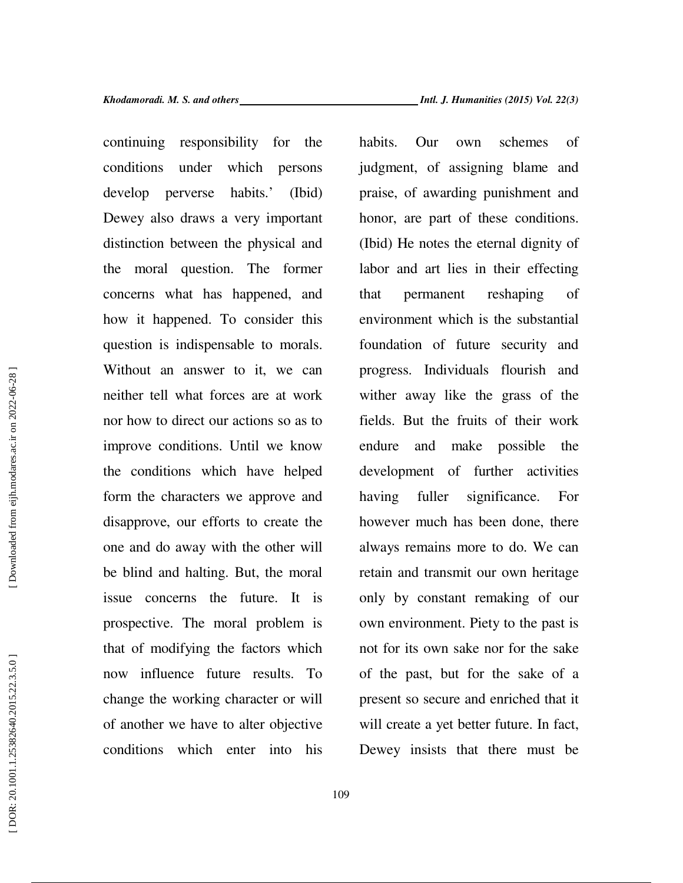continuing responsibility for the conditions under which persons develop perverse habits.' (Ibid) Dewey also draws a very important distinction between the physical and the moral question. The former concerns what has happened, and how it happened. To consider this question is indispensable to morals. Without an answer to it, we can neither tell what forces are at work nor how to direct our actions so as to improve conditions. Until we know the conditions which have helped form the characters we approve and disapprove, our efforts to create the one and do away with the other will be blind and halting. But, the moral issue concerns the future. It is prospective. The moral problem is that of modifying the factors which now influence future results. To change the working character or will of another we have to alter objective conditions which enter into his habits. Our own schemes of judgment, of assigning blame and praise, of awarding punishment and honor, are part of these conditions. (Ibid) He notes the eternal dignity of labor and art lies in their effecting that permanent reshaping of environment which is the substantial foundation of future security and progress. Individuals flourish and wither away like the grass of the fields. But the fruits of their work endure and make possible the development of further activities having fuller significance. For however much has been done, there always remains more to do. We can retain and transmit our own heritage only by constant remaking of our own environment. Piety to the past is not for its own sake nor for the sake of the past, but for the sake of a present so secure and enriched that it will create a yet better future. In fact, Dewey insists that there must be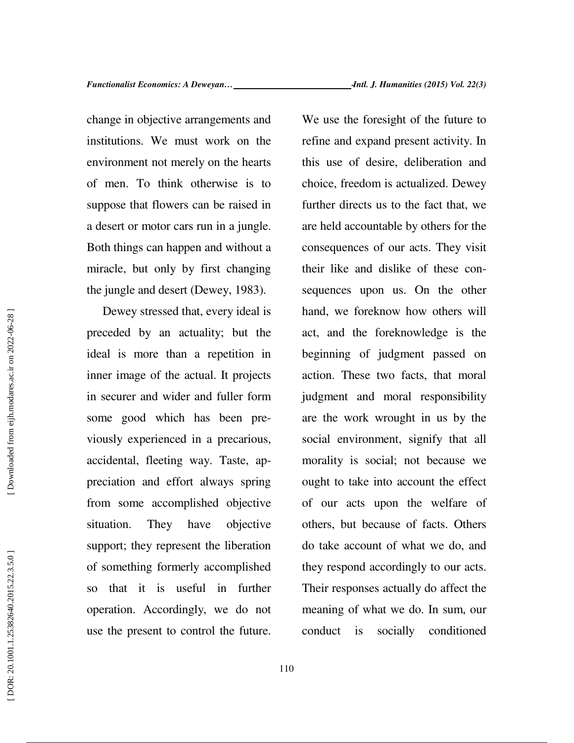change in objective arrangements and institutions. We must work on the environment not merely on the hearts of men. To think otherwise is to suppose that flowers can be raised in a desert or motor cars run in a jungle. Both things can happen and without a miracle, but only by first changing the jungle and desert (Dewey, 1983).

Dewey stressed that, every ideal is preceded by an actuality; but the ideal is more than a repetition in inner image of the actual. It projects in securer and wider and fuller form some good which has been previously experienced in a precarious, accidental, fleeting way. Taste, appreciation and effort always spring from some accomplished objective situation. They have objective support; they represent the liberation of something formerly accomplished so that it is useful in further operation. Accordingly, we do not use the present to control the future. We use the foresight of the future to refine and expand present activity. In this use of desire, deliberation and choice, freedom is actualized. Dewey further directs us to the fact that, we are held accountable by others for the consequences of our acts. They visit their like and dislike of these consequences upon us. On the other hand, we foreknow how others will act, and the foreknowledge is the beginning of judgment passed on action. These two facts, that moral judgment and moral responsibility are the work wrought in us by the social environment, signify that all morality is social; not because we ought to take into account the effect of our acts upon the welfare of others, but because of facts. Others do take account of what we do, and they respond accordingly to our acts. Their responses actually do affect the meaning of what we do. In sum, our conduct is socially conditioned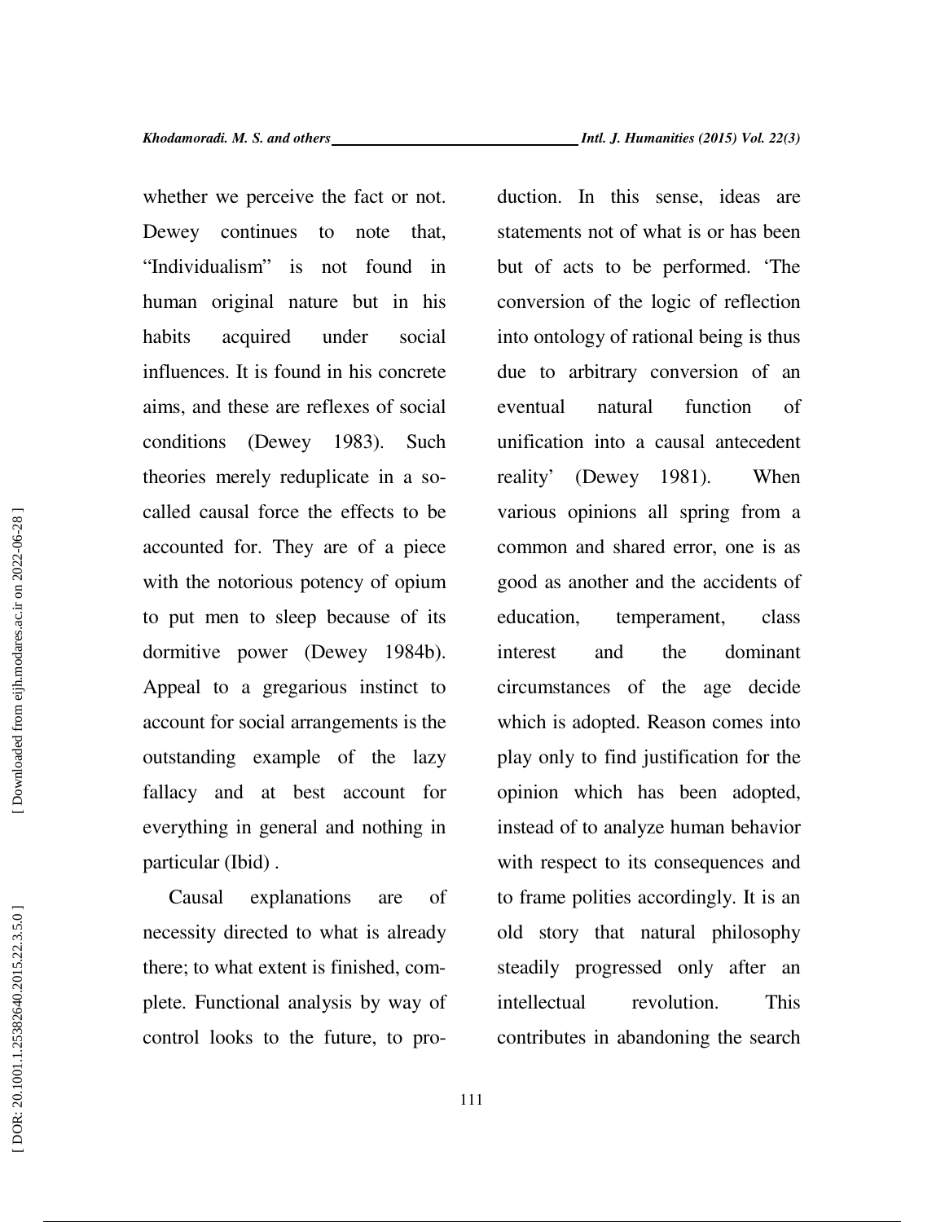whether we perceive the fact or not. Dewey continues to note that, "Individualism" is not found in human original nature but in his habits acquired under social influences. It is found in his concrete aims, and these are reflexes of social conditions (Dewey 1983). Such theories merely reduplicate in a so-called causal force the effects to be accounted for. They are of a piece with the notorious potency of opium to put men to sleep because of its dormitive power (Dewey 1984b). Appeal to a gregarious instinct to account for social arrangements is the outstanding example of the lazy fallacy and at best account for everything in general and nothing in particular (Ibid) .

Causal explanations are of necessity directed to what is already there; to what extent is finished, complete. Functional analysis by way of control looks to the future, to production. In this sense, ideas are statements not of what is or has been but of acts to be performed. 'The conversion of the logic of reflection into ontology of rational being is thus due to arbitrary conversion of an eventual natural function of unification into a causal antecedent reality' (Dewey 1981). When various opinions all spring from a common and shared error, one is as good as another and the accidents of education, temperament, class interest and the dominant circumstances of the age decide which is adopted. Reason comes into play only to find justification for the opinion which has been adopted, instead of to analyze human behavior with respect to its consequences and to frame polities accordingly. It is an old story that natural philosophy steadily progressed only after an intellectual revolution. This contributes in abandoning the search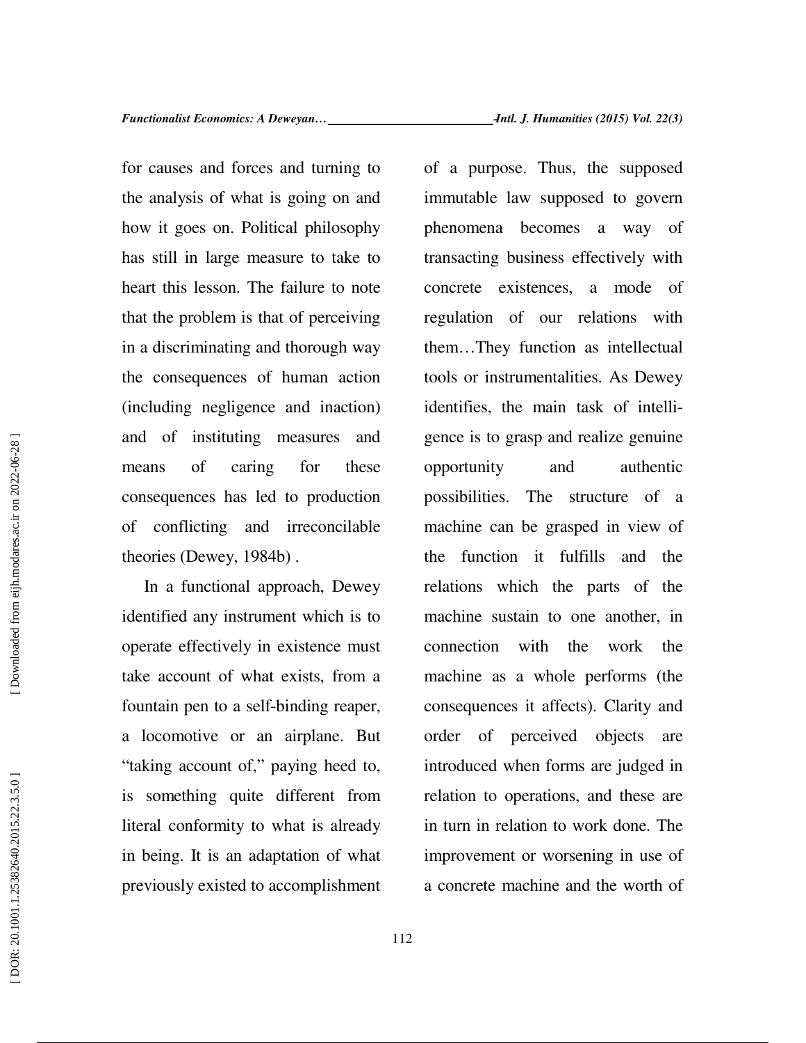for causes and forces and turning to the analysis of what is going on and how it goes on. Political philosophy has still in large measure to take to heart this lesson. The failure to note that the problem is that of perceiving in a discriminating and thorough way the consequences of human action (including negligence and inaction) and of instituting measures and means of caring for these consequences has led to production of conflicting and irreconcilable theories (Dewey, 1984b) .

In a functional approach, Dewey identified any instrument which is to operate effectively in existence must take account of what exists, from a fountain pen to a self-binding reaper, a locomotive or an airplane. But "taking account of," paying heed to, is something quite different from literal conformity to what is already in being. It is an adaptation of what previously existed to accomplishment of a purpose. Thus, the supposed immutable law supposed to govern phenomena becomes a way of transacting business effectively with concrete existences, a mode of regulation of our relations with them…They function as intellectual tools or instrumentalities. As Dewey identifies, the main task of intelligence is to grasp and realize genuine opportunity and authentic possibilities. The structure of a machine can be grasped in view of the function it fulfills and the relations which the parts of the machine sustain to one another, in connection with the work the machine as a whole performs (the consequences it affects). Clarity and order of perceived objects are introduced when forms are judged in relation to operations, and these are in turn in relation to work done. The improvement or worsening in use of a concrete machine and the worth of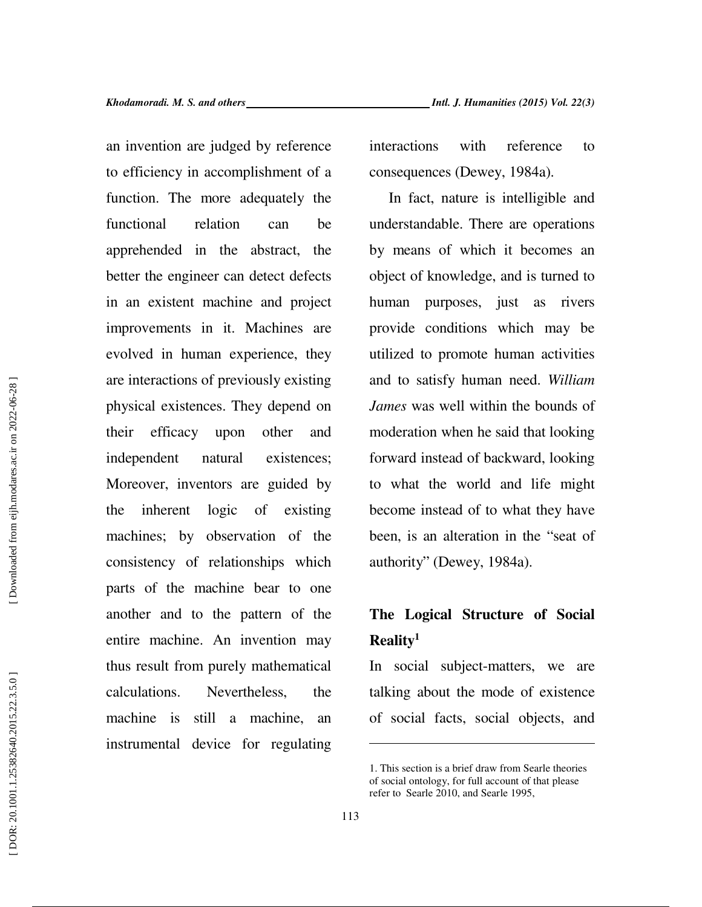an invention are judged by reference to efficiency in accomplishment of a function. The more adequately the functional relation can be apprehended in the abstract, the better the engineer can detect defects in an existent machine and project improvements in it. Machines are evolved in human experience, they are interactions of previously existing physical existences. They depend on their efficacy upon other and independent natural existences; Moreover, inventors are guided by the inherent logic of existing machines; by observation of the consistency of relationships which parts of the machine bear to one another and to the pattern of the entire machine. An invention may thus result from purely mathematical calculations. Nevertheless, the machine is still a machine, an instrumental device for regulating interactions with reference to consequences (Dewey, 1984a).

In fact, nature is intelligible and understandable. There are operations by means of which it becomes an object of knowledge, and is turned to human purposes, just as rivers provide conditions which may be utilized to promote human activities and to satisfy human need. *William James* was well within the bounds of moderation when he said that looking forward instead of backward, looking to what the world and life might become instead of to what they have been, is an alteration in the "seat of authority" (Dewey, 1984a).

## The Logical Structure of Social Reality[1]

In social subject-matters, we are talking about the mode of existence of social facts, social objects, and

---

1. This section is a brief draw from Searle theories of social ontology, for full account of that please refer to Searle 2010, and Searle 1995,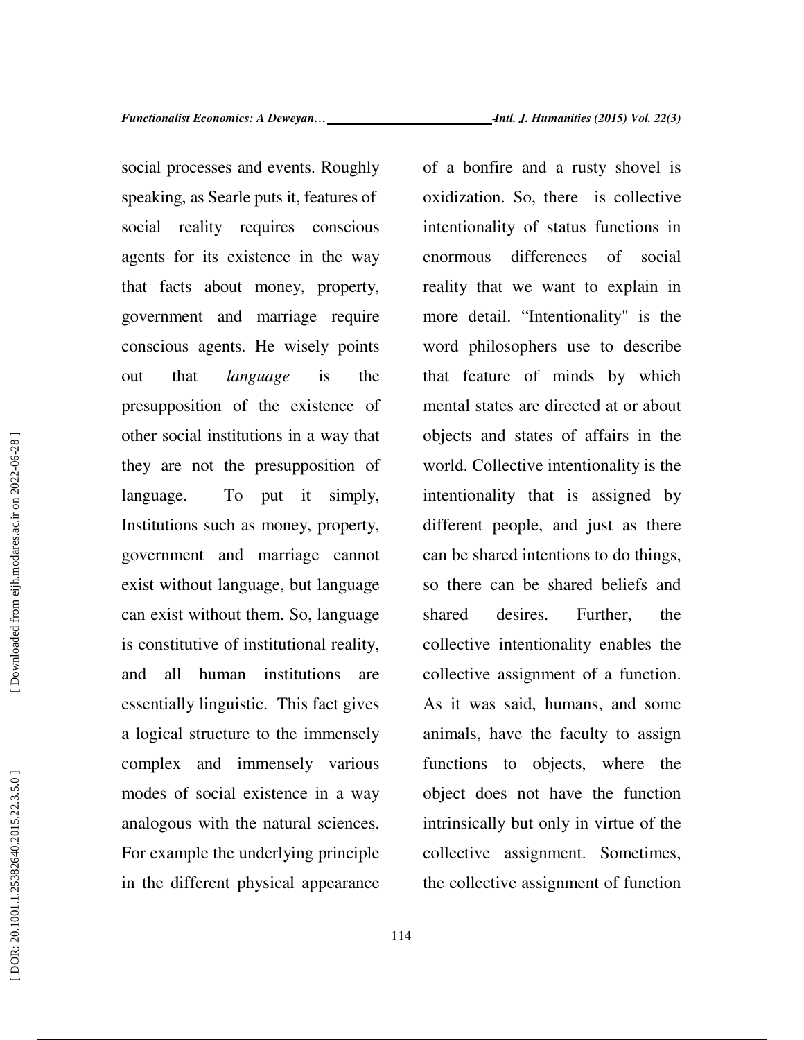social processes and events. Roughly speaking, as Searle puts it, features of social reality requires conscious agents for its existence in the way that facts about money, property, government and marriage require conscious agents. He wisely points out that *language* is the presupposition of the existence of other social institutions in a way that they are not the presupposition of language. To put it simply, Institutions such as money, property, government and marriage cannot exist without language, but language can exist without them. So, language is constitutive of institutional reality, and all human institutions are essentially linguistic. This fact gives a logical structure to the immensely complex and immensely various modes of social existence in a way analogous with the natural sciences. For example the underlying principle in the different physical appearance of a bonfire and a rusty shovel is oxidization. So, there is collective intentionality of status functions in enormous differences of social reality that we want to explain in more detail. "Intentionality" is the word philosophers use to describe that feature of minds by which mental states are directed at or about objects and states of affairs in the world. Collective intentionality is the intentionality that is assigned by different people, and just as there can be shared intentions to do things, so there can be shared beliefs and shared desires. Further, the collective intentionality enables the collective assignment of a function. As it was said, humans, and some animals, have the faculty to assign functions to objects, where the object does not have the function intrinsically but only in virtue of the collective assignment. Sometimes, the collective assignment of function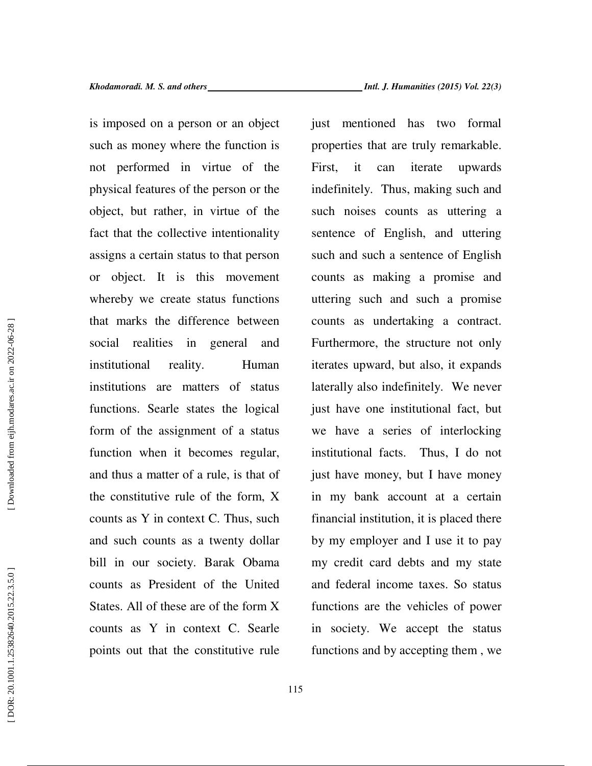is imposed on a person or an object such as money where the function is not performed in virtue of the physical features of the person or the object, but rather, in virtue of the fact that the collective intentionality assigns a certain status to that person or object. It is this movement whereby we create status functions that marks the difference between social realities in general and institutional reality. Human institutions are matters of status functions. Searle states the logical form of the assignment of a status function when it becomes regular, and thus a matter of a rule, is that of the constitutive rule of the form, X counts as Y in context C. Thus, such and such counts as a twenty dollar bill in our society. Barak Obama counts as President of the United States. All of these are of the form X counts as Y in context C. Searle points out that the constitutive rule just mentioned has two formal properties that are truly remarkable. First, it can iterate upwards indefinitely. Thus, making such and such noises counts as uttering a sentence of English, and uttering such and such a sentence of English counts as making a promise and uttering such and such a promise counts as undertaking a contract. Furthermore, the structure not only iterates upward, but also, it expands laterally also indefinitely. We never just have one institutional fact, but we have a series of interlocking institutional facts. Thus, I do not just have money, but I have money in my bank account at a certain financial institution, it is placed there by my employer and I use it to pay my credit card debts and my state and federal income taxes. So status functions are the vehicles of power in society. We accept the status functions and by accepting them , we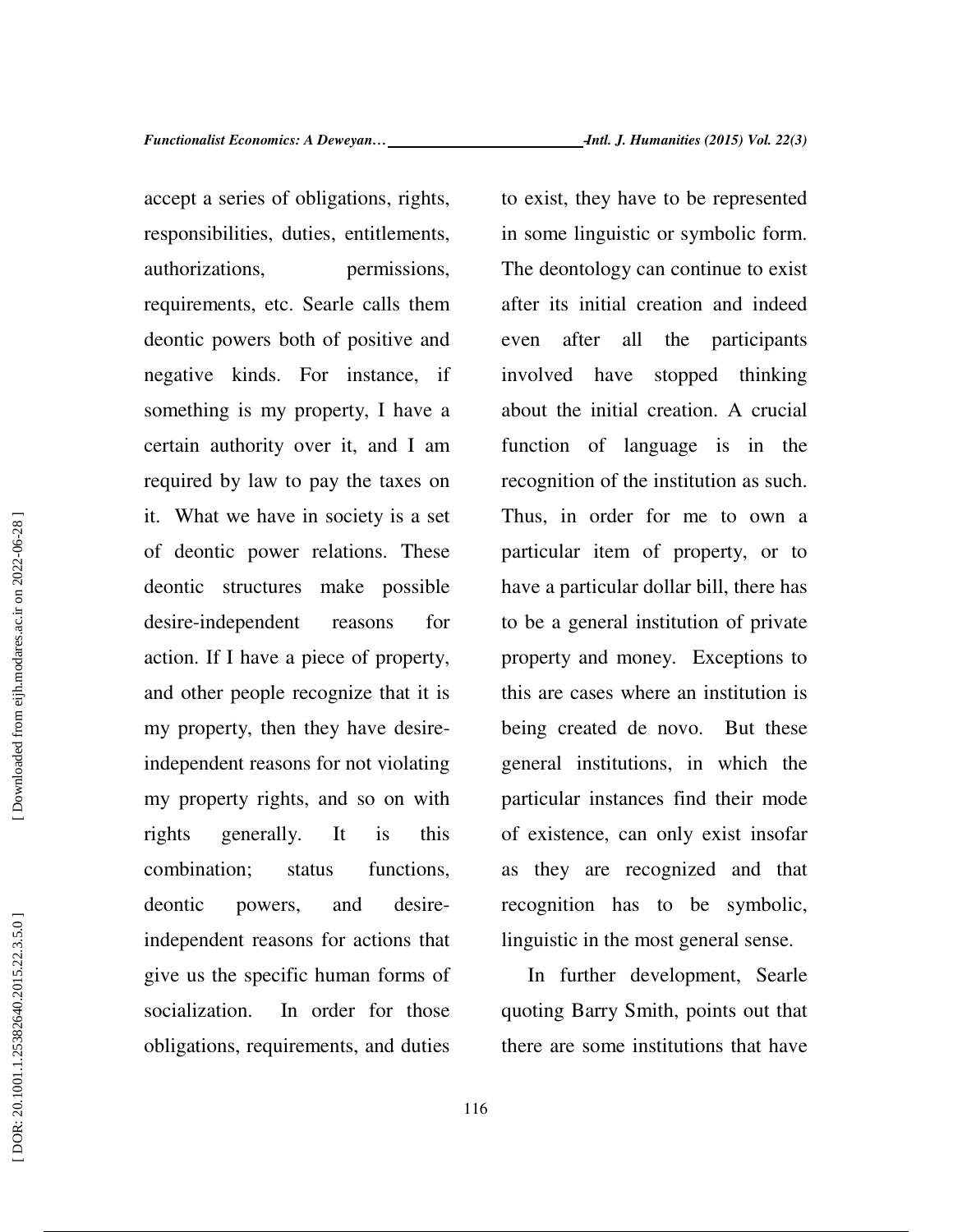accept a series of obligations, rights, responsibilities, duties, entitlements, authorizations, permissions, requirements, etc. Searle calls them deontic powers both of positive and negative kinds. For instance, if something is my property, I have a certain authority over it, and I am required by law to pay the taxes on it. What we have in society is a set of deontic power relations. These deontic structures make possible desire-independent reasons for action. If I have a piece of property, and other people recognize that it is my property, then they have desire-independent reasons for not violating my property rights, and so on with rights generally. It is this combination; status functions, deontic powers, and desire-independent reasons for actions that give us the specific human forms of socialization. In order for those obligations, requirements, and duties to exist, they have to be represented in some linguistic or symbolic form. The deontology can continue to exist after its initial creation and indeed even after all the participants involved have stopped thinking about the initial creation. A crucial function of language is in the recognition of the institution as such. Thus, in order for me to own a particular item of property, or to have a particular dollar bill, there has to be a general institution of private property and money. Exceptions to this are cases where an institution is being created de novo. But these general institutions, in which the particular instances find their mode of existence, can only exist insofar as they are recognized and that recognition has to be symbolic, linguistic in the most general sense.

In further development, Searle quoting Barry Smith, points out that there are some institutions that have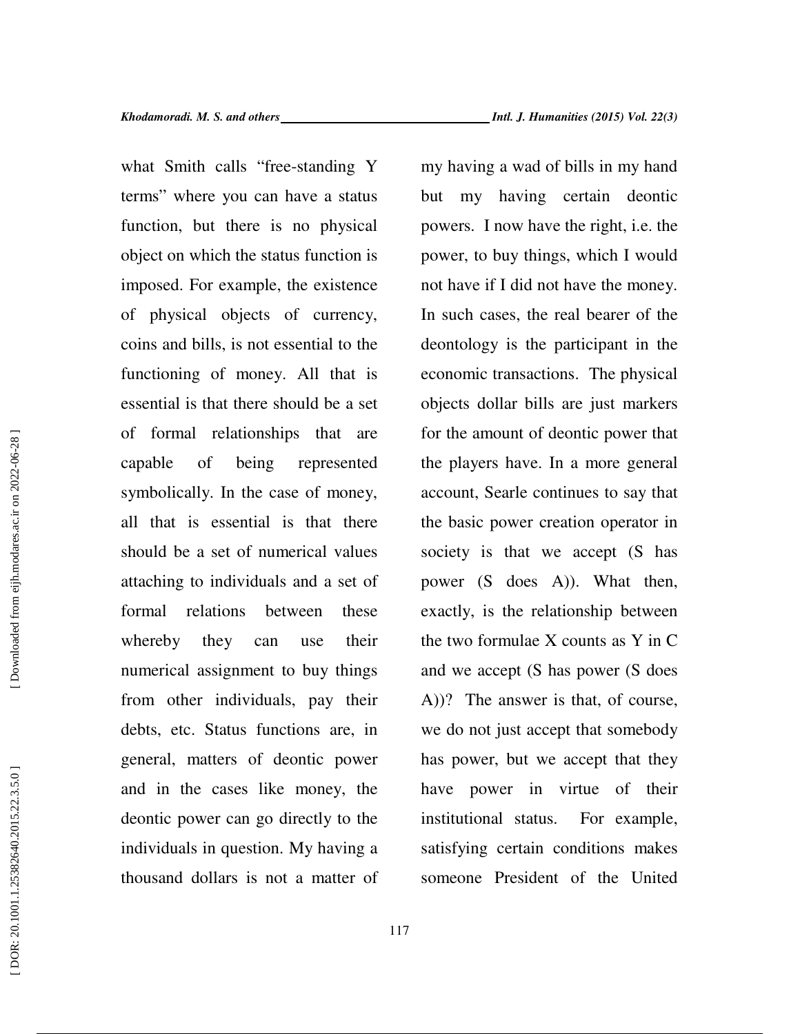what Smith calls "free-standing Y terms" where you can have a status function, but there is no physical object on which the status function is imposed. For example, the existence of physical objects of currency, coins and bills, is not essential to the functioning of money. All that is essential is that there should be a set of formal relationships that are capable of being represented symbolically. In the case of money, all that is essential is that there should be a set of numerical values attaching to individuals and a set of formal relations between these whereby they can use their numerical assignment to buy things from other individuals, pay their debts, etc. Status functions are, in general, matters of deontic power and in the cases like money, the deontic power can go directly to the individuals in question. My having a thousand dollars is not a matter of my having a wad of bills in my hand but my having certain deontic powers. I now have the right, i.e. the power, to buy things, which I would not have if I did not have the money. In such cases, the real bearer of the deontology is the participant in the economic transactions. The physical objects dollar bills are just markers for the amount of deontic power that the players have. In a more general account, Searle continues to say that the basic power creation operator in society is that we accept (S has power (S does A)). What then, exactly, is the relationship between the two formulae X counts as Y in C and we accept (S has power (S does A))? The answer is that, of course, we do not just accept that somebody has power, but we accept that they have power in virtue of their institutional status. For example, satisfying certain conditions makes someone President of the United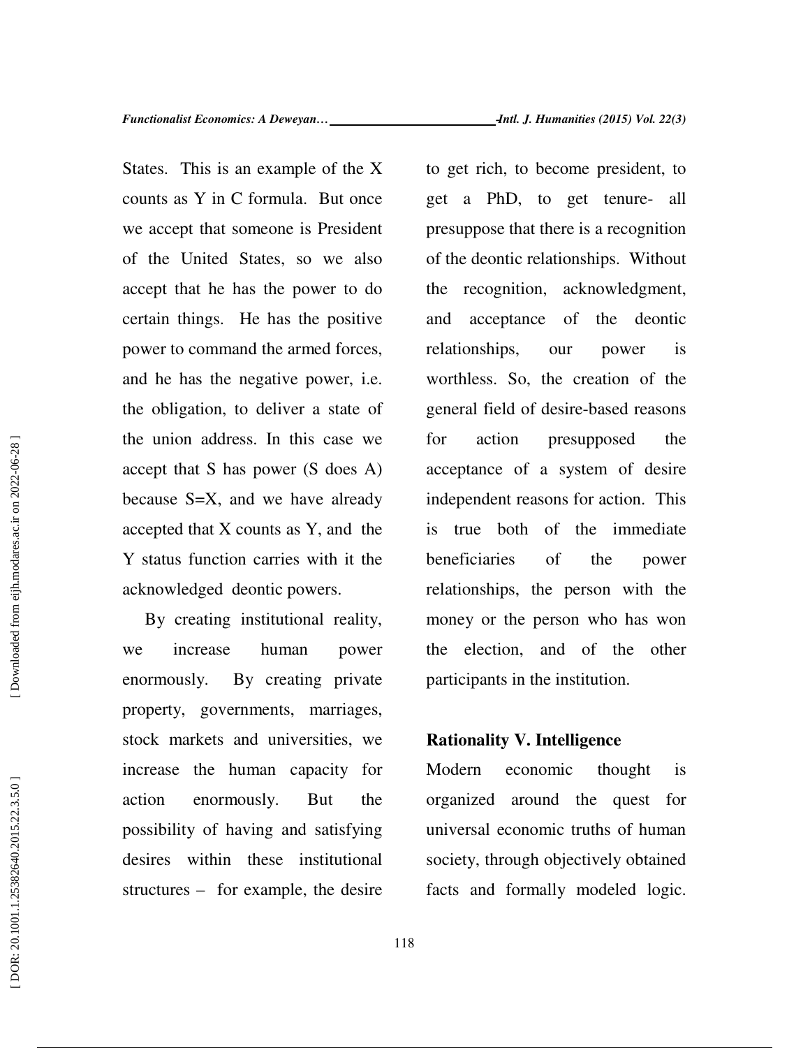States. This is an example of the X counts as Y in C formula. But once we accept that someone is President of the United States, so we also accept that he has the power to do certain things. He has the positive power to command the armed forces, and he has the negative power, i.e. the obligation, to deliver a state of the union address. In this case we accept that S has power (S does A) because S=X, and we have already accepted that X counts as Y, and the Y status function carries with it the acknowledged deontic powers.

By creating institutional reality, we increase human power enormously. By creating private property, governments, marriages, stock markets and universities, we increase the human capacity for action enormously. But the possibility of having and satisfying desires within these institutional structures – for example, the desire to get rich, to become president, to get a PhD, to get tenure- all presuppose that there is a recognition of the deontic relationships. Without the recognition, acknowledgment, and acceptance of the deontic relationships, our power is worthless. So, the creation of the general field of desire-based reasons for action presupposed the acceptance of a system of desire independent reasons for action. This is true both of the immediate beneficiaries of the power relationships, the person with the money or the person who has won the election, and of the other participants in the institution.

## Rationality V. Intelligence

Modern economic thought is organized around the quest for universal economic truths of human society, through objectively obtained facts and formally modeled logic.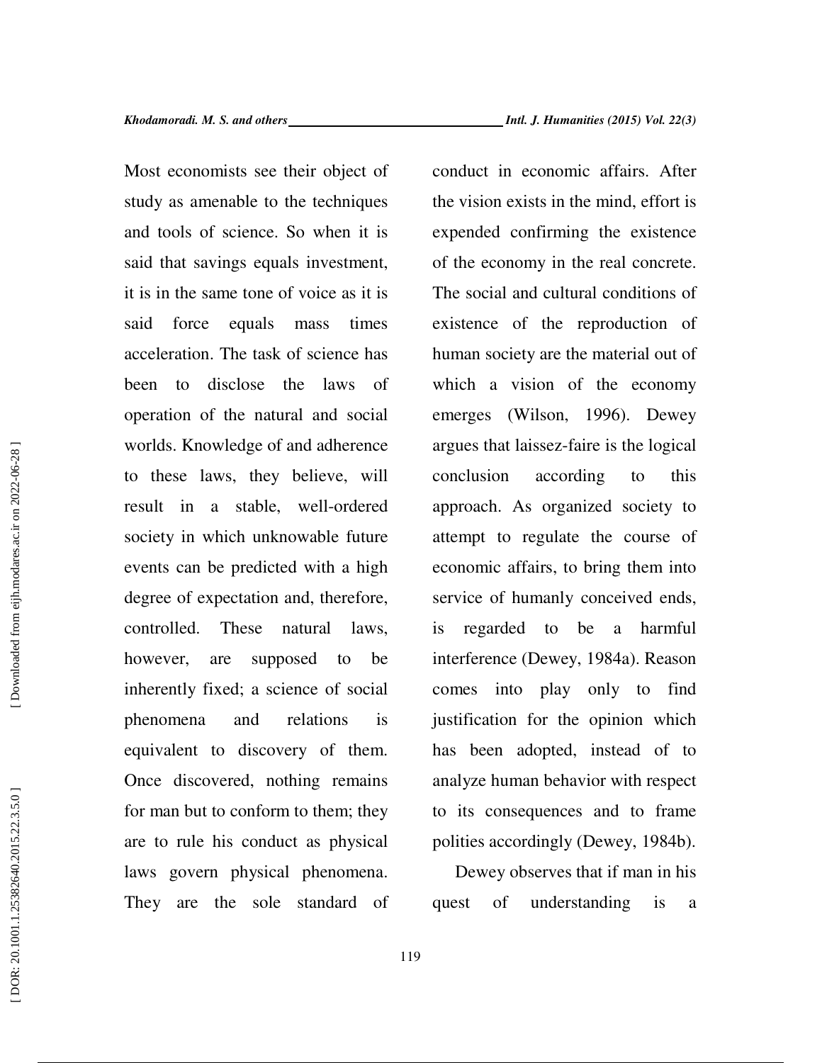Most economists see their object of study as amenable to the techniques and tools of science. So when it is said that savings equals investment, it is in the same tone of voice as it is said force equals mass times acceleration. The task of science has been to disclose the laws of operation of the natural and social worlds. Knowledge of and adherence to these laws, they believe, will result in a stable, well-ordered society in which unknowable future events can be predicted with a high degree of expectation and, therefore, controlled. These natural laws, however, are supposed to be inherently fixed; a science of social phenomena and relations is equivalent to discovery of them. Once discovered, nothing remains for man but to conform to them; they are to rule his conduct as physical laws govern physical phenomena. They are the sole standard of conduct in economic affairs. After the vision exists in the mind, effort is expended confirming the existence of the economy in the real concrete. The social and cultural conditions of existence of the reproduction of human society are the material out of which a vision of the economy emerges (Wilson, 1996). Dewey argues that laissez-faire is the logical conclusion according to this approach. As organized society to attempt to regulate the course of economic affairs, to bring them into service of humanly conceived ends, is regarded to be a harmful interference (Dewey, 1984a). Reason comes into play only to find justification for the opinion which has been adopted, instead of to analyze human behavior with respect to its consequences and to frame polities accordingly (Dewey, 1984b).

Dewey observes that if man in his quest of understanding is a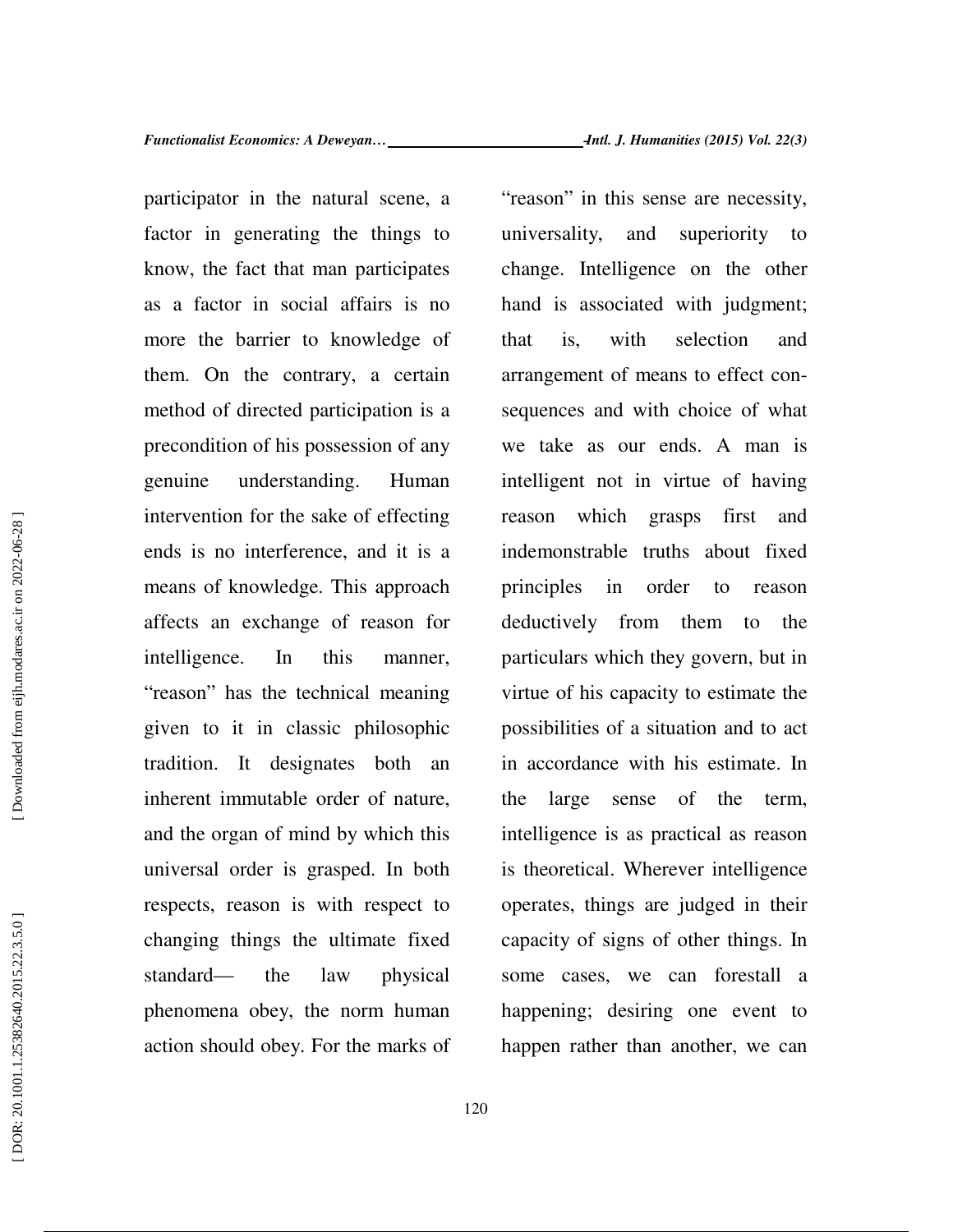participator in the natural scene, a factor in generating the things to know, the fact that man participates as a factor in social affairs is no more the barrier to knowledge of them. On the contrary, a certain method of directed participation is a precondition of his possession of any genuine understanding. Human intervention for the sake of effecting ends is no interference, and it is a means of knowledge. This approach affects an exchange of reason for intelligence. In this manner, "reason" has the technical meaning given to it in classic philosophic tradition. It designates both an inherent immutable order of nature, and the organ of mind by which this universal order is grasped. In both respects, reason is with respect to changing things the ultimate fixed standard— the law physical phenomena obey, the norm human action should obey. For the marks of "reason" in this sense are necessity, universality, and superiority to change. Intelligence on the other hand is associated with judgment; that is, with selection and arrangement of means to effect consequences and with choice of what we take as our ends. A man is intelligent not in virtue of having reason which grasps first and indemonstrable truths about fixed principles in order to reason deductively from them to the particulars which they govern, but in virtue of his capacity to estimate the possibilities of a situation and to act in accordance with his estimate. In the large sense of the term, intelligence is as practical as reason is theoretical. Wherever intelligence operates, things are judged in their capacity of signs of other things. In some cases, we can forestall a happening; desiring one event to happen rather than another, we can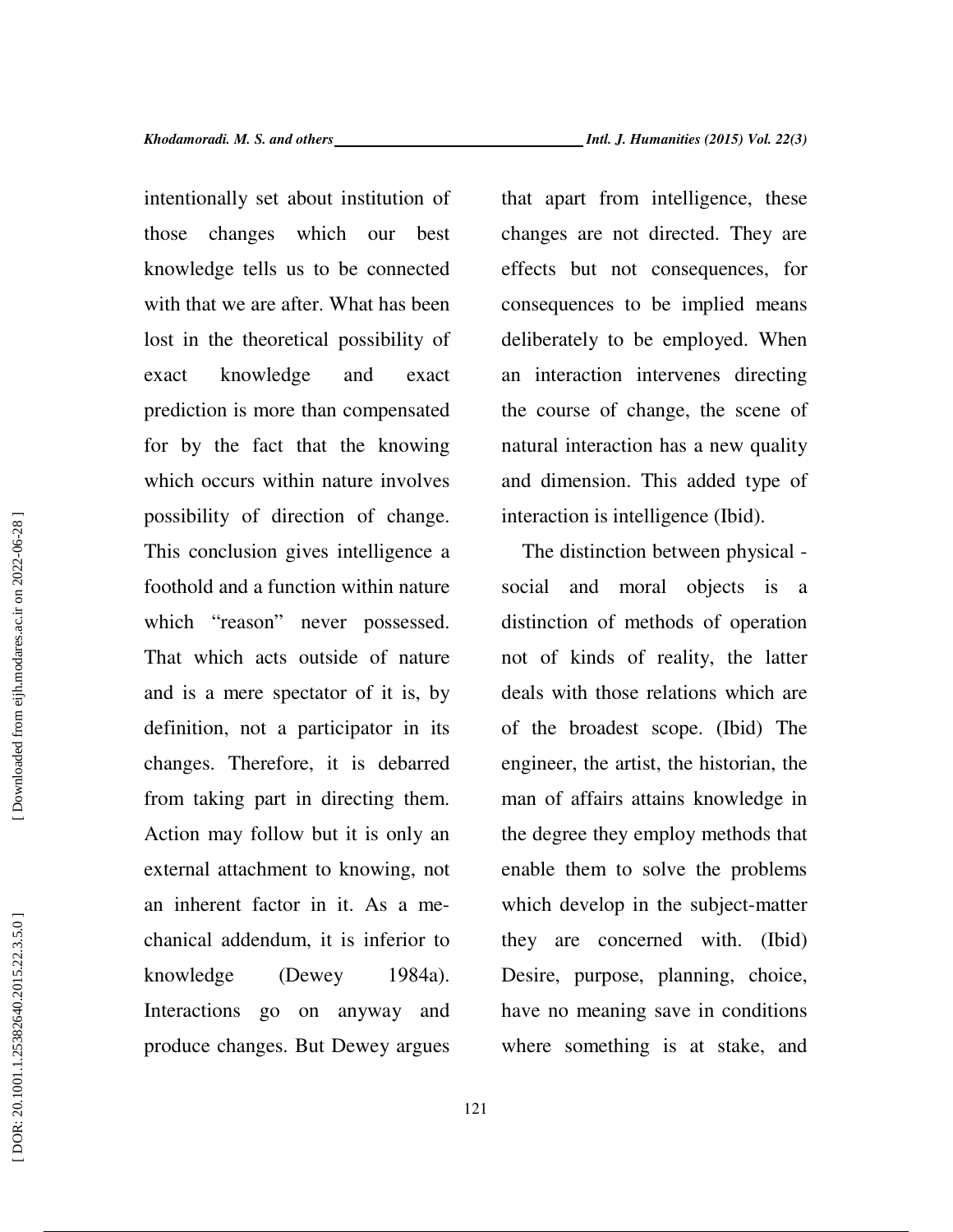intentionally set about institution of those changes which our best knowledge tells us to be connected with that we are after. What has been lost in the theoretical possibility of exact knowledge and exact prediction is more than compensated for by the fact that the knowing which occurs within nature involves possibility of direction of change. This conclusion gives intelligence a foothold and a function within nature which "reason" never possessed. That which acts outside of nature and is a mere spectator of it is, by definition, not a participator in its changes. Therefore, it is debarred from taking part in directing them. Action may follow but it is only an external attachment to knowing, not an inherent factor in it. As a mechanical addendum, it is inferior to knowledge (Dewey 1984a). Interactions go on anyway and produce changes. But Dewey argues that apart from intelligence, these changes are not directed. They are effects but not consequences, for consequences to be implied means deliberately to be employed. When an interaction intervenes directing the course of change, the scene of natural interaction has a new quality and dimension. This added type of interaction is intelligence (Ibid).

The distinction between physical - social and moral objects is a distinction of methods of operation not of kinds of reality, the latter deals with those relations which are of the broadest scope. (Ibid) The engineer, the artist, the historian, the man of affairs attains knowledge in the degree they employ methods that enable them to solve the problems which develop in the subject-matter they are concerned with. (Ibid) Desire, purpose, planning, choice, have no meaning save in conditions where something is at stake, and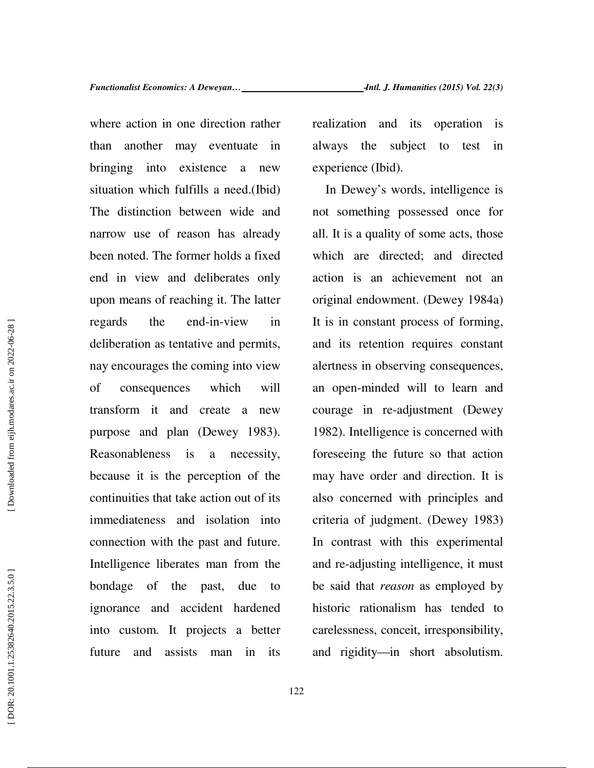where action in one direction rather than another may eventuate in bringing into existence a new situation which fulfills a need.(Ibid) The distinction between wide and narrow use of reason has already been noted. The former holds a fixed end in view and deliberates only upon means of reaching it. The latter regards the end-in-view in deliberation as tentative and permits, nay encourages the coming into view of consequences which will transform it and create a new purpose and plan (Dewey 1983). Reasonableness is a necessity, because it is the perception of the continuities that take action out of its immediateness and isolation into connection with the past and future. Intelligence liberates man from the bondage of the past, due to ignorance and accident hardened into custom. It projects a better future and assists man in its realization and its operation is always the subject to test in experience (Ibid).

In Dewey's words, intelligence is not something possessed once for all. It is a quality of some acts, those which are directed; and directed action is an achievement not an original endowment. (Dewey 1984a) It is in constant process of forming, and its retention requires constant alertness in observing consequences, an open-minded will to learn and courage in re-adjustment (Dewey 1982). Intelligence is concerned with foreseeing the future so that action may have order and direction. It is also concerned with principles and criteria of judgment. (Dewey 1983) In contrast with this experimental and re-adjusting intelligence, it must be said that *reason* as employed by historic rationalism has tended to carelessness, conceit, irresponsibility, and rigidity—in short absolutism.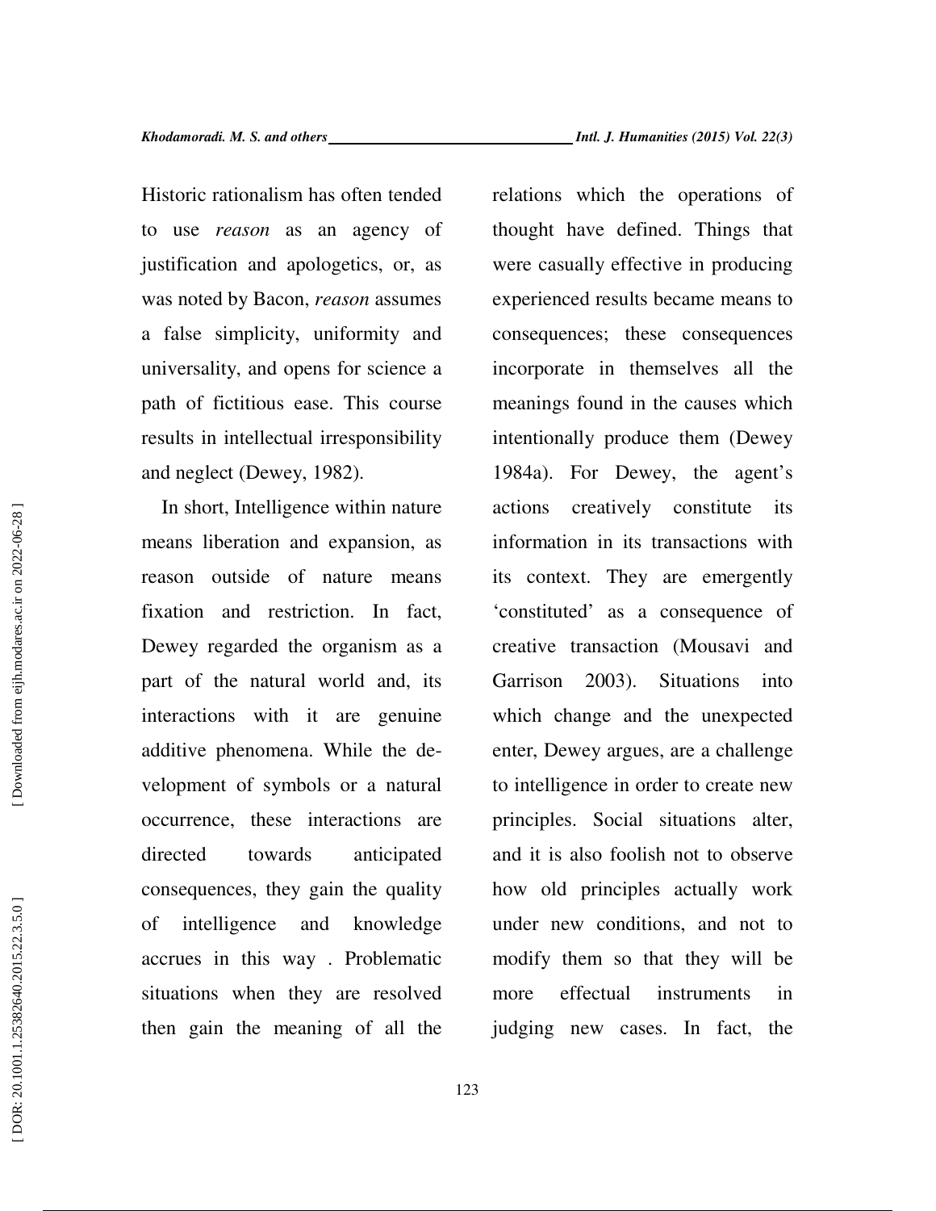Historic rationalism has often tended to use *reason* as an agency of justification and apologetics, or, as was noted by Bacon, *reason* assumes a false simplicity, uniformity and universality, and opens for science a path of fictitious ease. This course results in intellectual irresponsibility and neglect (Dewey, 1982).

In short, Intelligence within nature means liberation and expansion, as reason outside of nature means fixation and restriction. In fact, Dewey regarded the organism as a part of the natural world and, its interactions with it are genuine additive phenomena. While the development of symbols or a natural occurrence, these interactions are directed towards anticipated consequences, they gain the quality of intelligence and knowledge accrues in this way . Problematic situations when they are resolved then gain the meaning of all the relations which the operations of thought have defined. Things that were casually effective in producing experienced results became means to consequences; these consequences incorporate in themselves all the meanings found in the causes which intentionally produce them (Dewey 1984a). For Dewey, the agent's actions creatively constitute its information in its transactions with its context. They are emergently 'constituted' as a consequence of creative transaction (Mousavi and Garrison 2003). Situations into which change and the unexpected enter, Dewey argues, are a challenge to intelligence in order to create new principles. Social situations alter, and it is also foolish not to observe how old principles actually work under new conditions, and not to modify them so that they will be more effectual instruments in judging new cases. In fact, the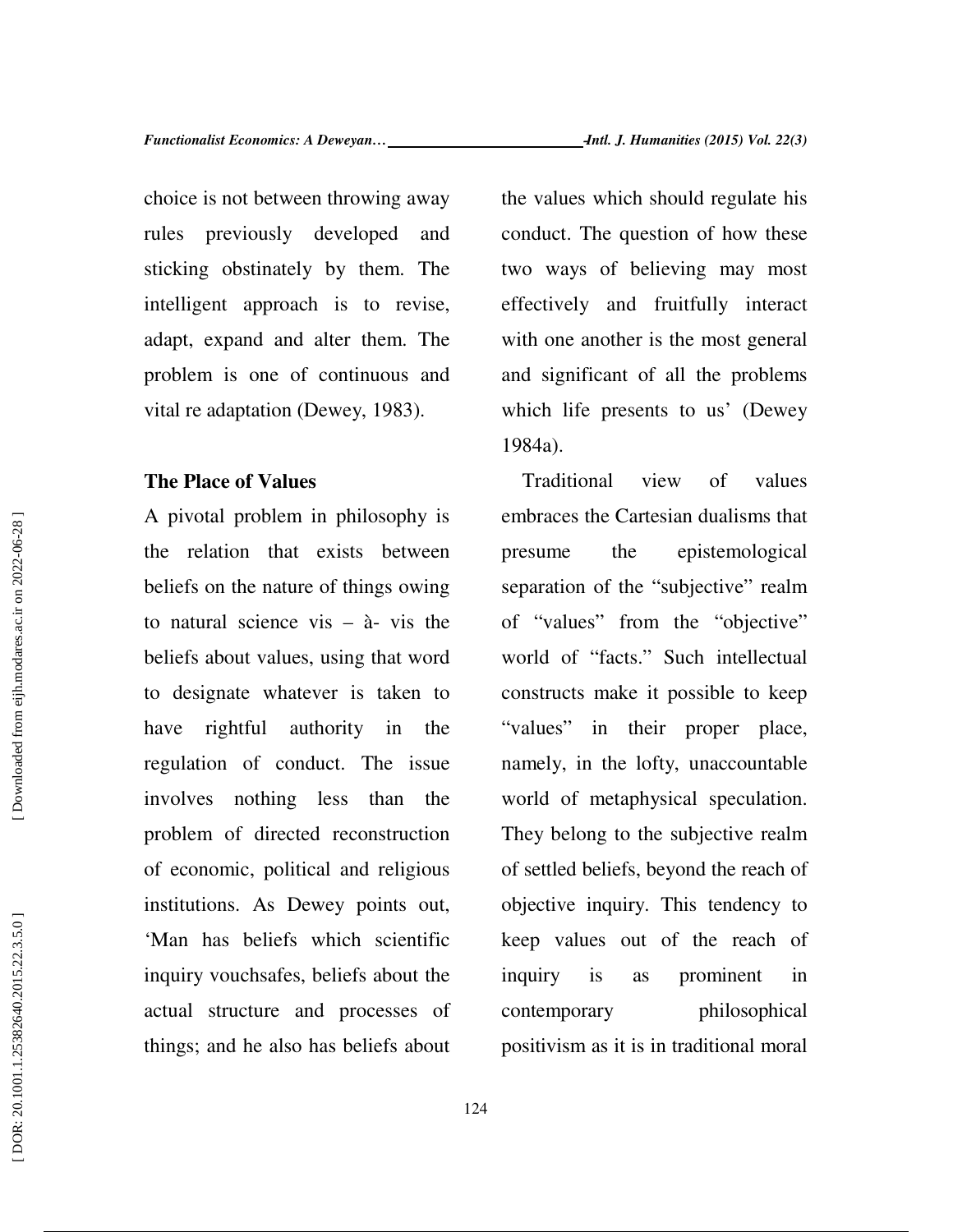choice is not between throwing away rules previously developed and sticking obstinately by them. The intelligent approach is to revise, adapt, expand and alter them. The problem is one of continuous and vital re adaptation (Dewey, 1983).

### The Place of Values

A pivotal problem in philosophy is the relation that exists between beliefs on the nature of things owing to natural science vis – à- vis the beliefs about values, using that word to designate whatever is taken to have rightful authority in the regulation of conduct. The issue involves nothing less than the problem of directed reconstruction of economic, political and religious institutions. As Dewey points out, 'Man has beliefs which scientific inquiry vouchsafes, beliefs about the actual structure and processes of things; and he also has beliefs about the values which should regulate his conduct. The question of how these two ways of believing may most effectively and fruitfully interact with one another is the most general and significant of all the problems which life presents to us' (Dewey 1984a).

Traditional view of values embraces the Cartesian dualisms that presume the epistemological separation of the "subjective" realm of "values" from the "objective" world of "facts." Such intellectual constructs make it possible to keep "values" in their proper place, namely, in the lofty, unaccountable world of metaphysical speculation. They belong to the subjective realm of settled beliefs, beyond the reach of objective inquiry. This tendency to keep values out of the reach of inquiry is as prominent in contemporary philosophical positivism as it is in traditional moral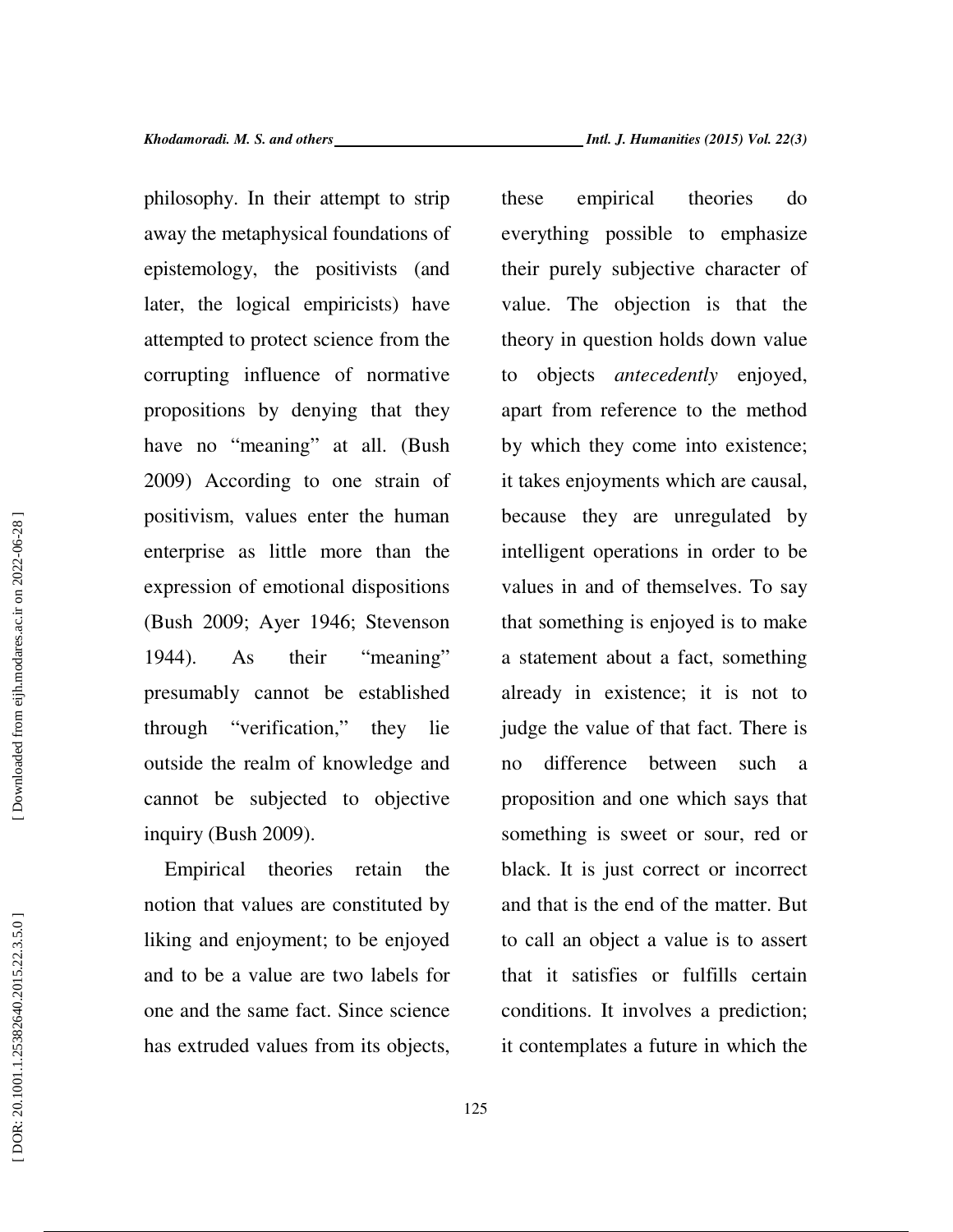philosophy. In their attempt to strip away the metaphysical foundations of epistemology, the positivists (and later, the logical empiricists) have attempted to protect science from the corrupting influence of normative propositions by denying that they have no "meaning" at all. (Bush 2009) According to one strain of positivism, values enter the human enterprise as little more than the expression of emotional dispositions (Bush 2009; Ayer 1946; Stevenson 1944). As their "meaning" presumably cannot be established through "verification," they lie outside the realm of knowledge and cannot be subjected to objective inquiry (Bush 2009).

Empirical theories retain the notion that values are constituted by liking and enjoyment; to be enjoyed and to be a value are two labels for one and the same fact. Since science has extruded values from its objects, these empirical theories do everything possible to emphasize their purely subjective character of value. The objection is that the theory in question holds down value to objects *antecedently* enjoyed, apart from reference to the method by which they come into existence; it takes enjoyments which are causal, because they are unregulated by intelligent operations in order to be values in and of themselves. To say that something is enjoyed is to make a statement about a fact, something already in existence; it is not to judge the value of that fact. There is no difference between such a proposition and one which says that something is sweet or sour, red or black. It is just correct or incorrect and that is the end of the matter. But to call an object a value is to assert that it satisfies or fulfills certain conditions. It involves a prediction; it contemplates a future in which the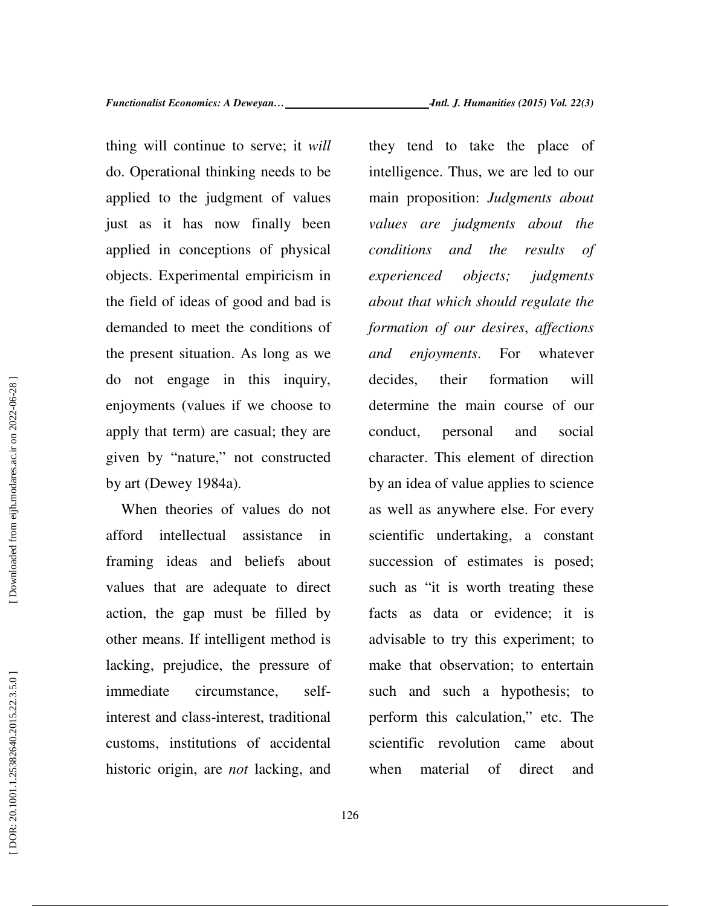thing will continue to serve; it *will* do. Operational thinking needs to be applied to the judgment of values just as it has now finally been applied in conceptions of physical objects. Experimental empiricism in the field of ideas of good and bad is demanded to meet the conditions of the present situation. As long as we do not engage in this inquiry, enjoyments (values if we choose to apply that term) are casual; they are given by "nature," not constructed by art (Dewey 1984a).

When theories of values do not afford intellectual assistance in framing ideas and beliefs about values that are adequate to direct action, the gap must be filled by other means. If intelligent method is lacking, prejudice, the pressure of immediate circumstance, self-interest and class-interest, traditional customs, institutions of accidental historic origin, are *not* lacking, and they tend to take the place of intelligence. Thus, we are led to our main proposition: *Judgments about values are judgments about the conditions and the results of experienced objects; judgments about that which should regulate the formation of our desires*, *affections and enjoyments.* For whatever decides, their formation will determine the main course of our conduct, personal and social character. This element of direction by an idea of value applies to science as well as anywhere else. For every scientific undertaking, a constant succession of estimates is posed; such as "it is worth treating these facts as data or evidence; it is advisable to try this experiment; to make that observation; to entertain such and such a hypothesis; to perform this calculation," etc. The scientific revolution came about when material of direct and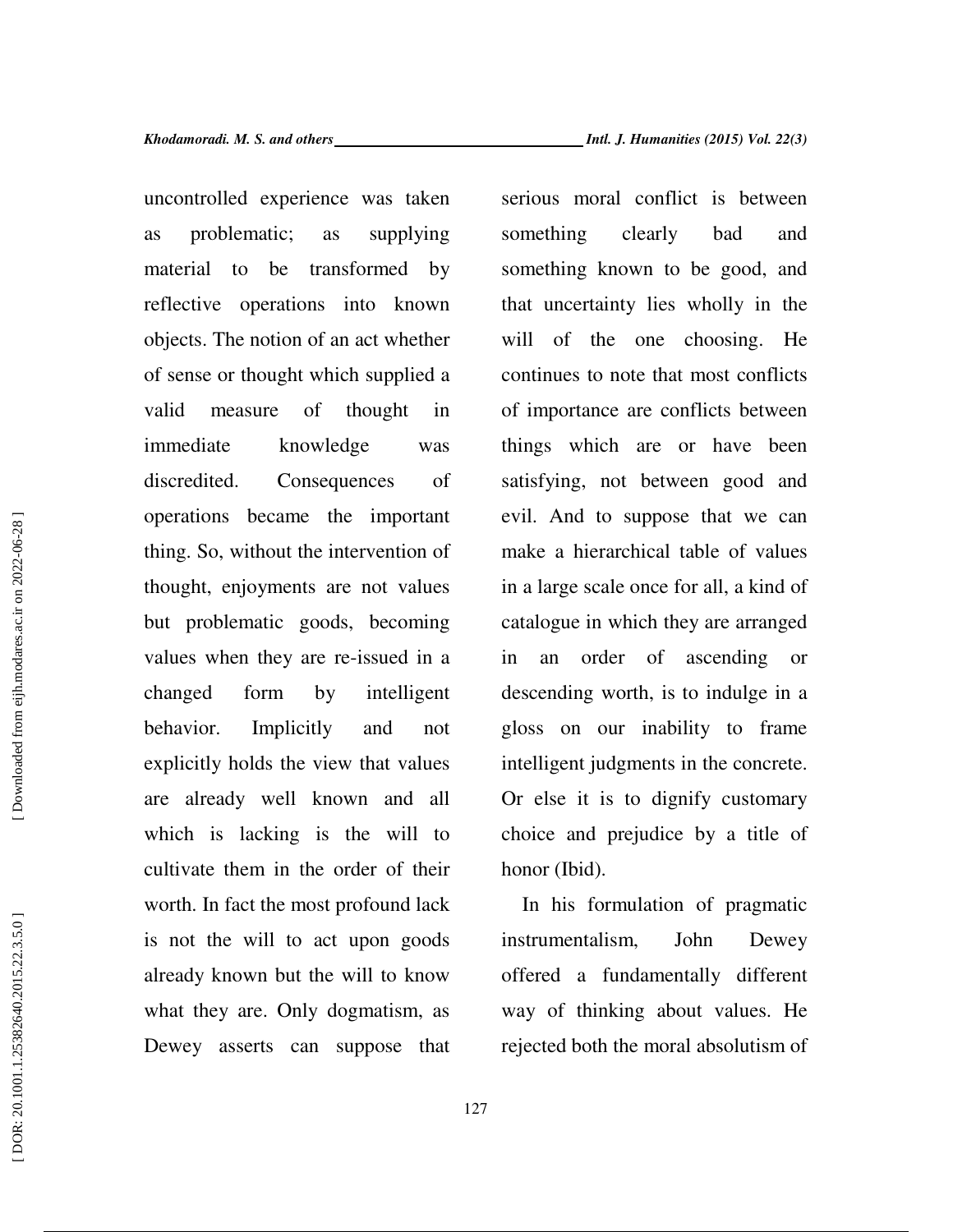uncontrolled experience was taken as problematic; as supplying material to be transformed by reflective operations into known objects. The notion of an act whether of sense or thought which supplied a valid measure of thought in immediate knowledge was discredited. Consequences of operations became the important thing. So, without the intervention of thought, enjoyments are not values but problematic goods, becoming values when they are re-issued in a changed form by intelligent behavior. Implicitly and not explicitly holds the view that values are already well known and all which is lacking is the will to cultivate them in the order of their worth. In fact the most profound lack is not the will to act upon goods already known but the will to know what they are. Only dogmatism, as Dewey asserts can suppose that serious moral conflict is between something clearly bad and something known to be good, and that uncertainty lies wholly in the will of the one choosing. He continues to note that most conflicts of importance are conflicts between things which are or have been satisfying, not between good and evil. And to suppose that we can make a hierarchical table of values in a large scale once for all, a kind of catalogue in which they are arranged in an order of ascending or descending worth, is to indulge in a gloss on our inability to frame intelligent judgments in the concrete. Or else it is to dignify customary choice and prejudice by a title of honor (Ibid).

In his formulation of pragmatic instrumentalism, John Dewey offered a fundamentally different way of thinking about values. He rejected both the moral absolutism of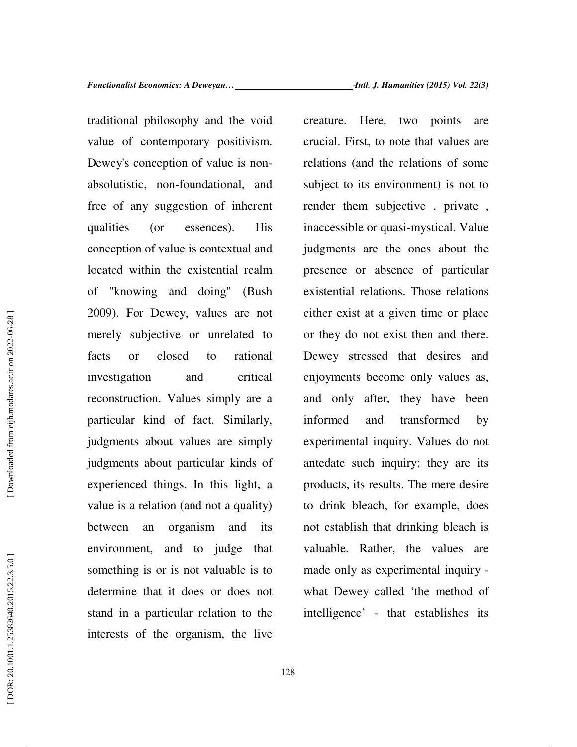traditional philosophy and the void value of contemporary positivism. Dewey's conception of value is non-absolutistic, non-foundational, and free of any suggestion of inherent qualities (or essences). His conception of value is contextual and located within the existential realm of "knowing and doing" (Bush 2009). For Dewey, values are not merely subjective or unrelated to facts or closed to rational investigation and critical reconstruction. Values simply are a particular kind of fact. Similarly, judgments about values are simply judgments about particular kinds of experienced things. In this light, a value is a relation (and not a quality) between an organism and its environment, and to judge that something is or is not valuable is to determine that it does or does not stand in a particular relation to the interests of the organism, the live creature. Here, two points are crucial. First, to note that values are relations (and the relations of some subject to its environment) is not to render them subjective , private , inaccessible or quasi-mystical. Value judgments are the ones about the presence or absence of particular existential relations. Those relations either exist at a given time or place or they do not exist then and there. Dewey stressed that desires and enjoyments become only values as, and only after, they have been informed and transformed by experimental inquiry. Values do not antedate such inquiry; they are its products, its results. The mere desire to drink bleach, for example, does not establish that drinking bleach is valuable. Rather, the values are made only as experimental inquiry - what Dewey called 'the method of intelligence' - that establishes its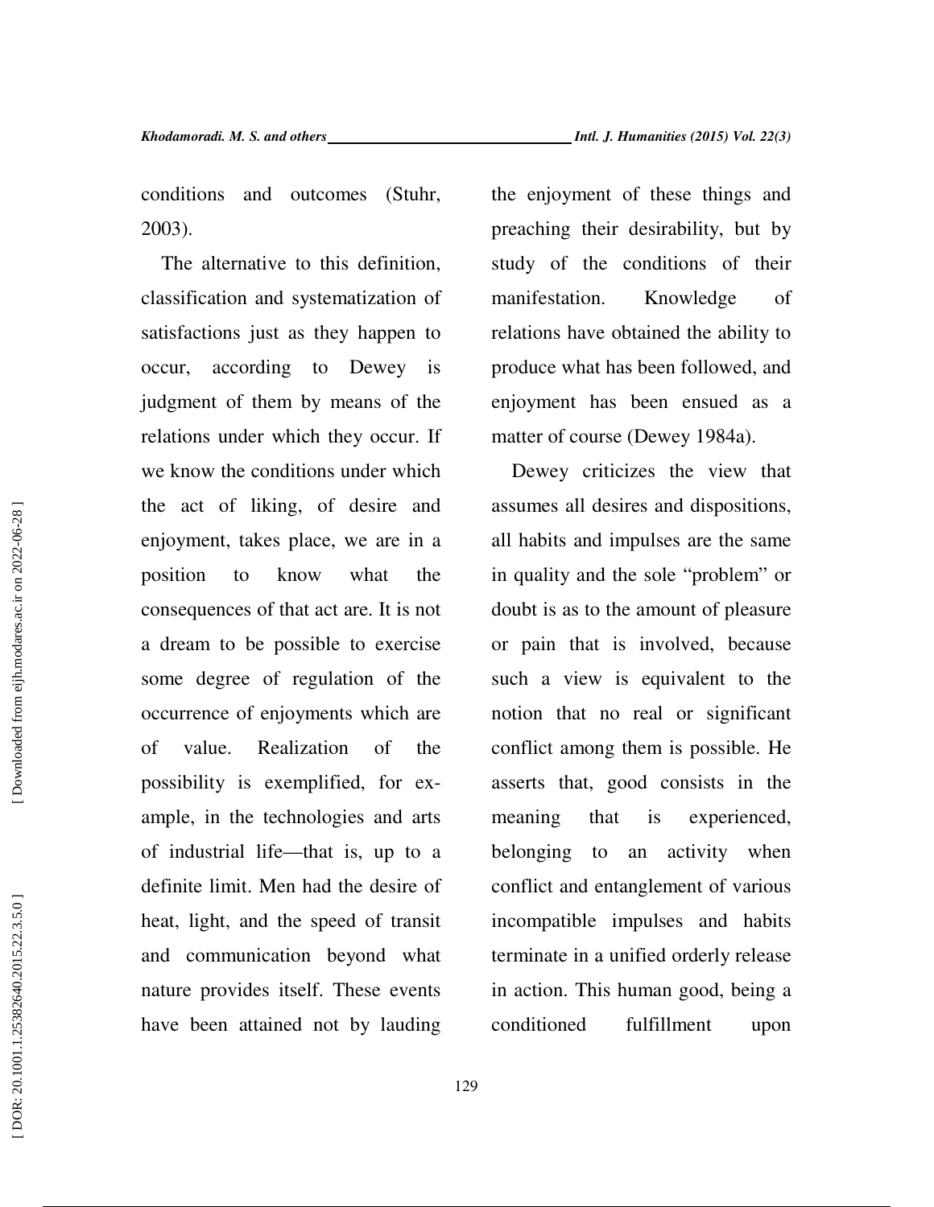conditions and outcomes (Stuhr, 2003).

The alternative to this definition, classification and systematization of satisfactions just as they happen to occur, according to Dewey is judgment of them by means of the relations under which they occur. If we know the conditions under which the act of liking, of desire and enjoyment, takes place, we are in a position to know what the consequences of that act are. It is not a dream to be possible to exercise some degree of regulation of the occurrence of enjoyments which are of value. Realization of the possibility is exemplified, for example, in the technologies and arts of industrial life—that is, up to a definite limit. Men had the desire of heat, light, and the speed of transit and communication beyond what nature provides itself. These events have been attained not by lauding the enjoyment of these things and preaching their desirability, but by study of the conditions of their manifestation. Knowledge of relations have obtained the ability to produce what has been followed, and enjoyment has been ensued as a matter of course (Dewey 1984a).

Dewey criticizes the view that assumes all desires and dispositions, all habits and impulses are the same in quality and the sole "problem" or doubt is as to the amount of pleasure or pain that is involved, because such a view is equivalent to the notion that no real or significant conflict among them is possible. He asserts that, good consists in the meaning that is experienced, belonging to an activity when conflict and entanglement of various incompatible impulses and habits terminate in a unified orderly release in action. This human good, being a conditioned fulfillment upon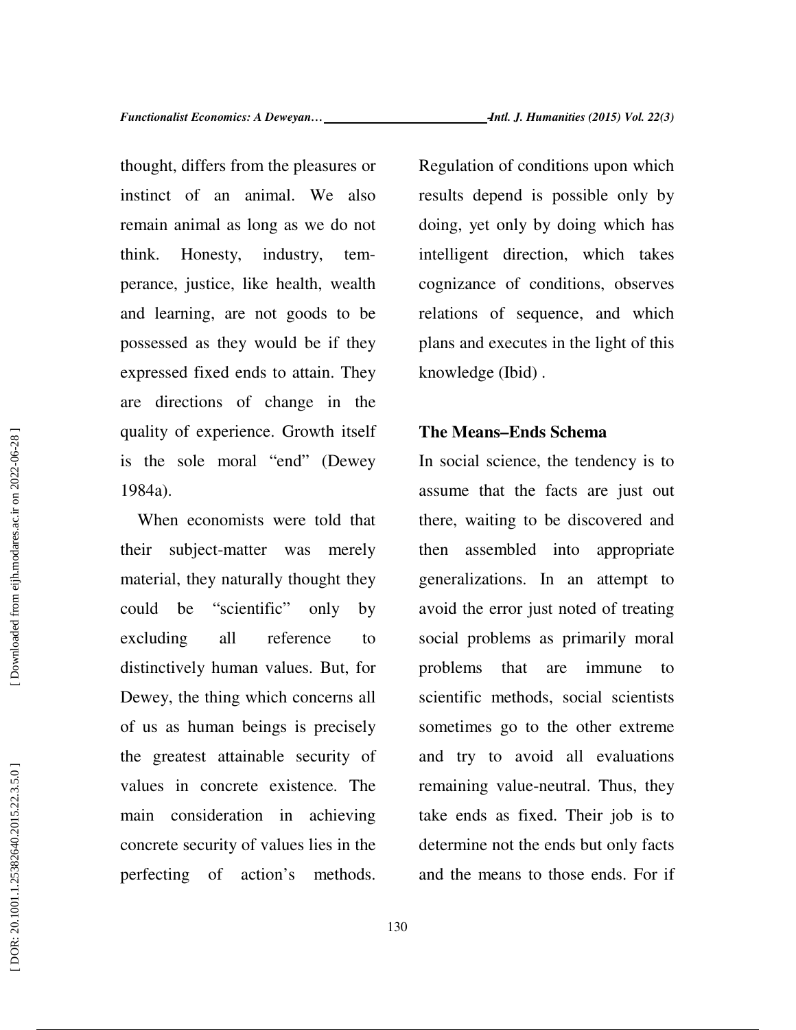thought, differs from the pleasures or instinct of an animal. We also remain animal as long as we do not think. Honesty, industry, temperance, justice, like health, wealth and learning, are not goods to be possessed as they would be if they expressed fixed ends to attain. They are directions of change in the quality of experience. Growth itself is the sole moral "end" (Dewey 1984a).

When economists were told that their subject-matter was merely material, they naturally thought they could be "scientific" only by excluding all reference to distinctively human values. But, for Dewey, the thing which concerns all of us as human beings is precisely the greatest attainable security of values in concrete existence. The main consideration in achieving concrete security of values lies in the perfecting of action's methods. Regulation of conditions upon which results depend is possible only by doing, yet only by doing which has intelligent direction, which takes cognizance of conditions, observes relations of sequence, and which plans and executes in the light of this knowledge (Ibid) .

### The Means–Ends Schema

In social science, the tendency is to assume that the facts are just out there, waiting to be discovered and then assembled into appropriate generalizations. In an attempt to avoid the error just noted of treating social problems as primarily moral problems that are immune to scientific methods, social scientists sometimes go to the other extreme and try to avoid all evaluations remaining value-neutral. Thus, they take ends as fixed. Their job is to determine not the ends but only facts and the means to those ends. For if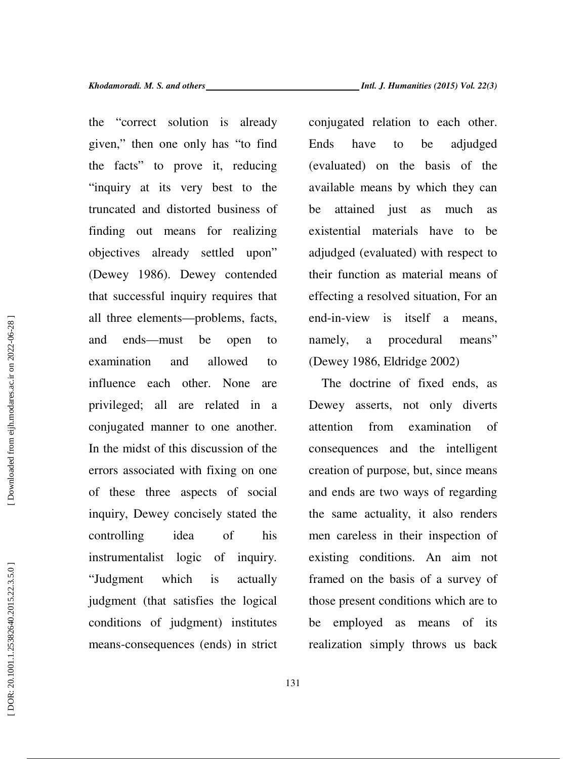the "correct solution is already given," then one only has "to find the facts" to prove it, reducing "inquiry at its very best to the truncated and distorted business of finding out means for realizing objectives already settled upon" (Dewey 1986). Dewey contended that successful inquiry requires that all three elements—problems, facts, and ends—must be open to examination and allowed to influence each other. None are privileged; all are related in a conjugated manner to one another. In the midst of this discussion of the errors associated with fixing on one of these three aspects of social inquiry, Dewey concisely stated the controlling idea of his instrumentalist logic of inquiry. "Judgment which is actually judgment (that satisfies the logical conditions of judgment) institutes means-consequences (ends) in strict conjugated relation to each other. Ends have to be adjudged (evaluated) on the basis of the available means by which they can be attained just as much as existential materials have to be adjudged (evaluated) with respect to their function as material means of effecting a resolved situation, For an end-in-view is itself a means, namely, a procedural means" (Dewey 1986, Eldridge 2002)

The doctrine of fixed ends, as Dewey asserts, not only diverts attention from examination of consequences and the intelligent creation of purpose, but, since means and ends are two ways of regarding the same actuality, it also renders men careless in their inspection of existing conditions. An aim not framed on the basis of a survey of those present conditions which are to be employed as means of its realization simply throws us back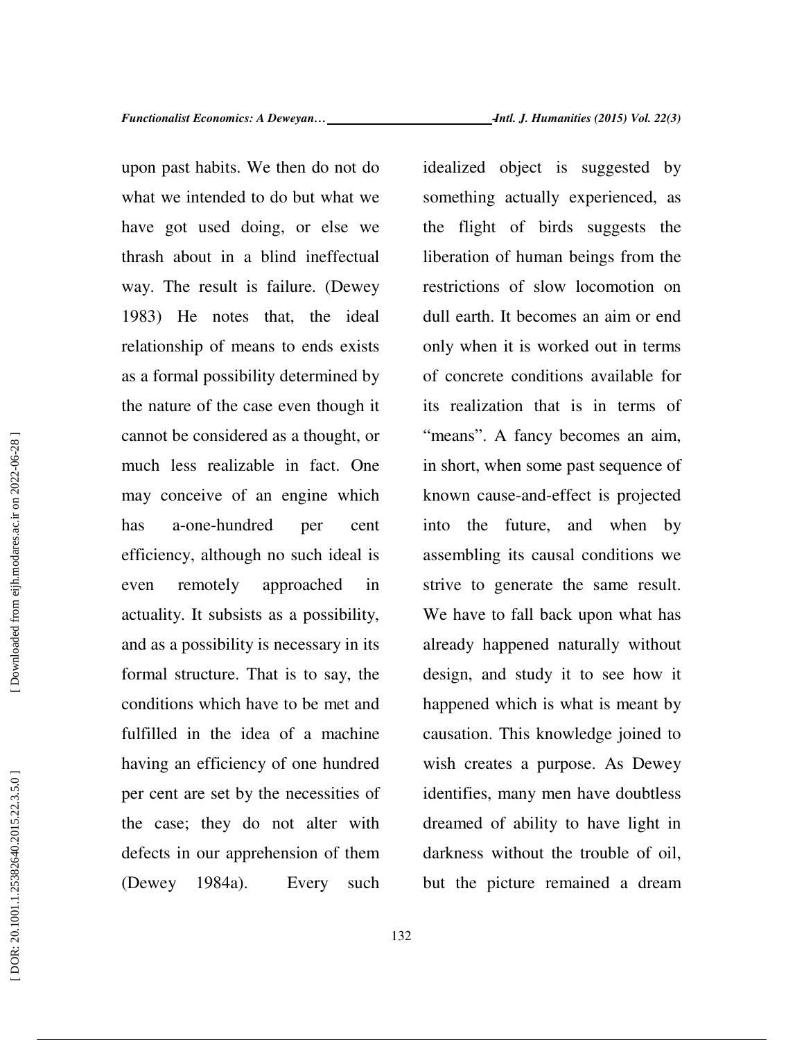upon past habits. We then do not do what we intended to do but what we have got used doing, or else we thrash about in a blind ineffectual way. The result is failure. (Dewey 1983) He notes that, the ideal relationship of means to ends exists as a formal possibility determined by the nature of the case even though it cannot be considered as a thought, or much less realizable in fact. One may conceive of an engine which has a-one-hundred per cent efficiency, although no such ideal is even remotely approached in actuality. It subsists as a possibility, and as a possibility is necessary in its formal structure. That is to say, the conditions which have to be met and fulfilled in the idea of a machine having an efficiency of one hundred per cent are set by the necessities of the case; they do not alter with defects in our apprehension of them (Dewey 1984a). Every such idealized object is suggested by something actually experienced, as the flight of birds suggests the liberation of human beings from the restrictions of slow locomotion on dull earth. It becomes an aim or end only when it is worked out in terms of concrete conditions available for its realization that is in terms of "means". A fancy becomes an aim, in short, when some past sequence of known cause-and-effect is projected into the future, and when by assembling its causal conditions we strive to generate the same result. We have to fall back upon what has already happened naturally without design, and study it to see how it happened which is what is meant by causation. This knowledge joined to wish creates a purpose. As Dewey identifies, many men have doubtless dreamed of ability to have light in darkness without the trouble of oil, but the picture remained a dream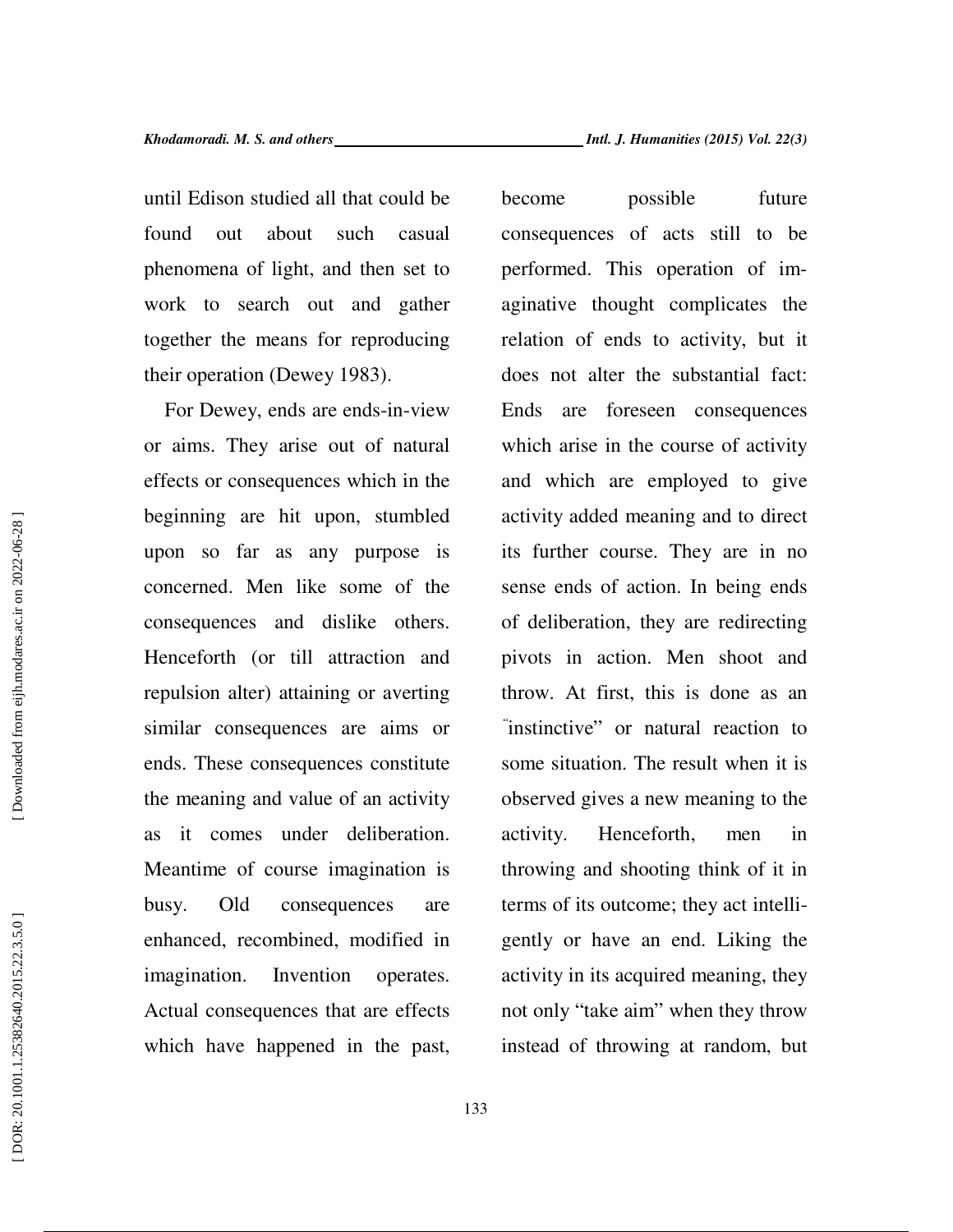until Edison studied all that could be found out about such casual phenomena of light, and then set to work to search out and gather together the means for reproducing their operation (Dewey 1983).

For Dewey, ends are ends-in-view or aims. They arise out of natural effects or consequences which in the beginning are hit upon, stumbled upon so far as any purpose is concerned. Men like some of the consequences and dislike others. Henceforth (or till attraction and repulsion alter) attaining or averting similar consequences are aims or ends. These consequences constitute the meaning and value of an activity as it comes under deliberation. Meantime of course imagination is busy. Old consequences are enhanced, recombined, modified in imagination. Invention operates. Actual consequences that are effects which have happened in the past, become possible future consequences of acts still to be performed. This operation of imaginative thought complicates the relation of ends to activity, but it does not alter the substantial fact: Ends are foreseen consequences which arise in the course of activity and which are employed to give activity added meaning and to direct its further course. They are in no sense ends of action. In being ends of deliberation, they are redirecting pivots in action. Men shoot and throw. At first, this is done as an "instinctive" or natural reaction to some situation. The result when it is observed gives a new meaning to the activity. Henceforth, men in throwing and shooting think of it in terms of its outcome; they act intelligently or have an end. Liking the activity in its acquired meaning, they not only "take aim" when they throw instead of throwing at random, but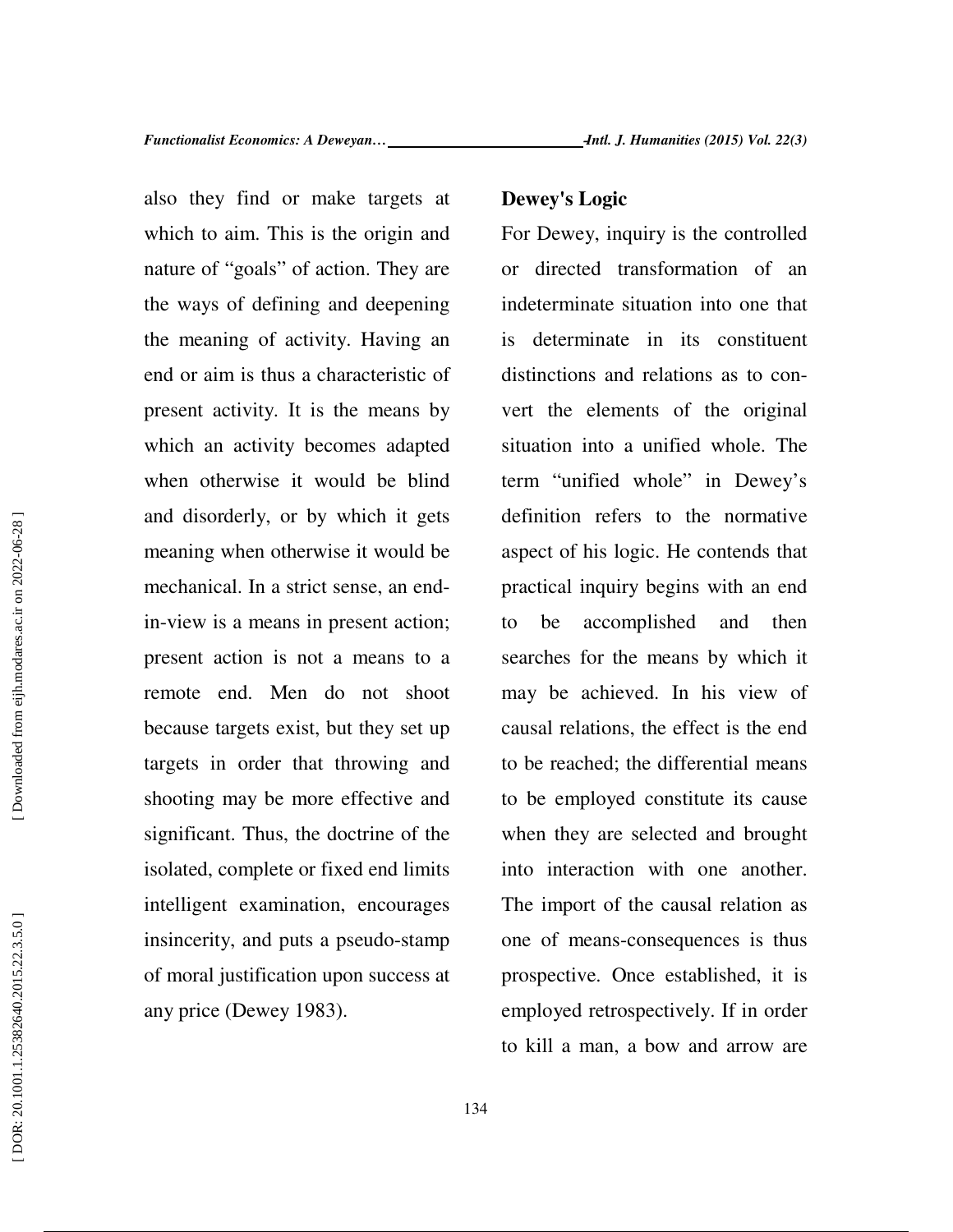also they find or make targets at which to aim. This is the origin and nature of "goals" of action. They are the ways of defining and deepening the meaning of activity. Having an end or aim is thus a characteristic of present activity. It is the means by which an activity becomes adapted when otherwise it would be blind and disorderly, or by which it gets meaning when otherwise it would be mechanical. In a strict sense, an end-in-view is a means in present action; present action is not a means to a remote end. Men do not shoot because targets exist, but they set up targets in order that throwing and shooting may be more effective and significant. Thus, the doctrine of the isolated, complete or fixed end limits intelligent examination, encourages insincerity, and puts a pseudo-stamp of moral justification upon success at any price (Dewey 1983).

## Dewey's Logic

For Dewey, inquiry is the controlled or directed transformation of an indeterminate situation into one that is determinate in its constituent distinctions and relations as to convert the elements of the original situation into a unified whole. The term "unified whole" in Dewey's definition refers to the normative aspect of his logic. He contends that practical inquiry begins with an end to be accomplished and then searches for the means by which it may be achieved. In his view of causal relations, the effect is the end to be reached; the differential means to be employed constitute its cause when they are selected and brought into interaction with one another. The import of the causal relation as one of means-consequences is thus prospective. Once established, it is employed retrospectively. If in order to kill a man, a bow and arrow are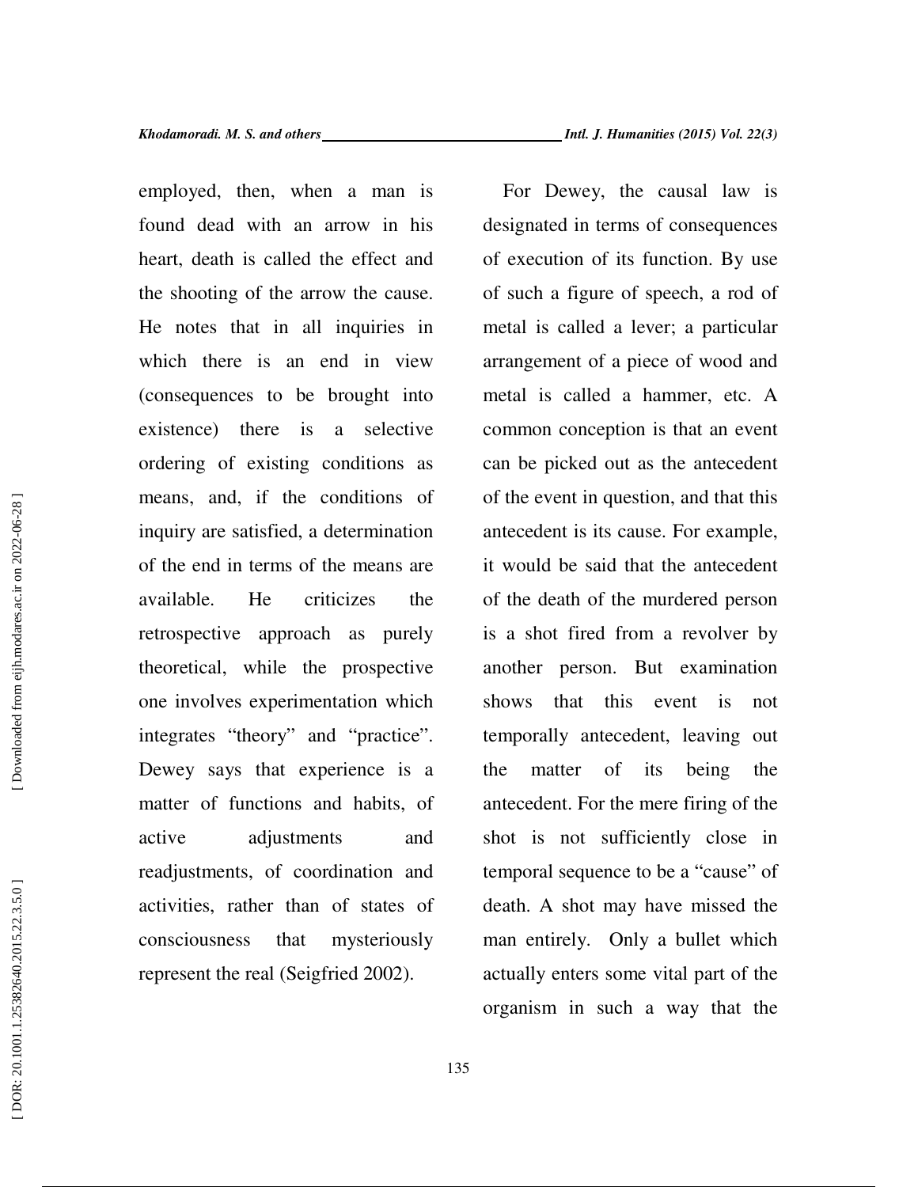employed, then, when a man is found dead with an arrow in his heart, death is called the effect and the shooting of the arrow the cause. He notes that in all inquiries in which there is an end in view (consequences to be brought into existence) there is a selective ordering of existing conditions as means, and, if the conditions of inquiry are satisfied, a determination of the end in terms of the means are available. He criticizes the retrospective approach as purely theoretical, while the prospective one involves experimentation which integrates "theory" and "practice". Dewey says that experience is a matter of functions and habits, of active adjustments and readjustments, of coordination and activities, rather than of states of consciousness that mysteriously represent the real (Seigfried 2002).

For Dewey, the causal law is designated in terms of consequences of execution of its function. By use of such a figure of speech, a rod of metal is called a lever; a particular arrangement of a piece of wood and metal is called a hammer, etc. A common conception is that an event can be picked out as the antecedent of the event in question, and that this antecedent is its cause. For example, it would be said that the antecedent of the death of the murdered person is a shot fired from a revolver by another person. But examination shows that this event is not temporally antecedent, leaving out the matter of its being the antecedent. For the mere firing of the shot is not sufficiently close in temporal sequence to be a "cause" of death. A shot may have missed the man entirely. Only a bullet which actually enters some vital part of the organism in such a way that the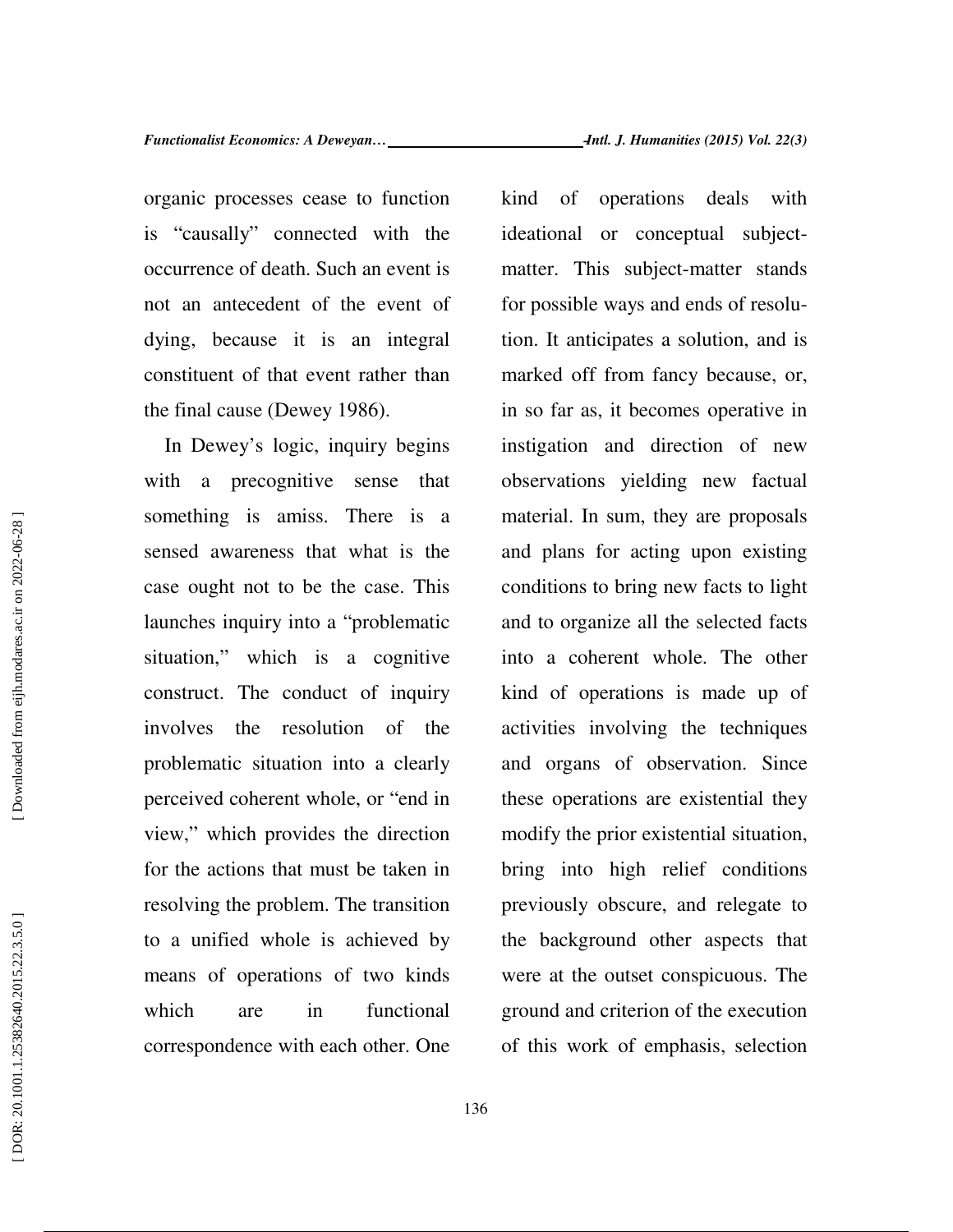organic processes cease to function is "causally" connected with the occurrence of death. Such an event is not an antecedent of the event of dying, because it is an integral constituent of that event rather than the final cause (Dewey 1986).

In Dewey's logic, inquiry begins with a precognitive sense that something is amiss. There is a sensed awareness that what is the case ought not to be the case. This launches inquiry into a "problematic situation," which is a cognitive construct. The conduct of inquiry involves the resolution of the problematic situation into a clearly perceived coherent whole, or "end in view," which provides the direction for the actions that must be taken in resolving the problem. The transition to a unified whole is achieved by means of operations of two kinds which are in functional correspondence with each other. One kind of operations deals with ideational or conceptual subject-matter. This subject-matter stands for possible ways and ends of resolution. It anticipates a solution, and is marked off from fancy because, or, in so far as, it becomes operative in instigation and direction of new observations yielding new factual material. In sum, they are proposals and plans for acting upon existing conditions to bring new facts to light and to organize all the selected facts into a coherent whole. The other kind of operations is made up of activities involving the techniques and organs of observation. Since these operations are existential they modify the prior existential situation, bring into high relief conditions previously obscure, and relegate to the background other aspects that were at the outset conspicuous. The ground and criterion of the execution of this work of emphasis, selection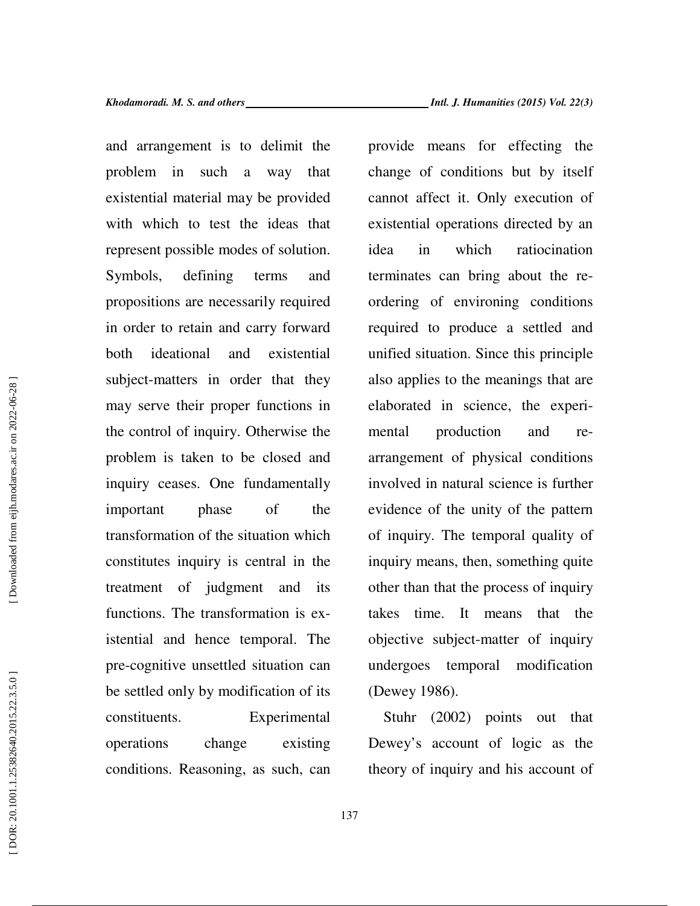and arrangement is to delimit the problem in such a way that existential material may be provided with which to test the ideas that represent possible modes of solution. Symbols, defining terms and propositions are necessarily required in order to retain and carry forward both ideational and existential subject-matters in order that they may serve their proper functions in the control of inquiry. Otherwise the problem is taken to be closed and inquiry ceases. One fundamentally important phase of the transformation of the situation which constitutes inquiry is central in the treatment of judgment and its functions. The transformation is existential and hence temporal. The pre-cognitive unsettled situation can be settled only by modification of its constituents. Experimental operations change existing conditions. Reasoning, as such, can provide means for effecting the change of conditions but by itself cannot affect it. Only execution of existential operations directed by an idea in which ratiocination terminates can bring about the re-ordering of environing conditions required to produce a settled and unified situation. Since this principle also applies to the meanings that are elaborated in science, the experimental production and re-arrangement of physical conditions involved in natural science is further evidence of the unity of the pattern of inquiry. The temporal quality of inquiry means, then, something quite other than that the process of inquiry takes time. It means that the objective subject-matter of inquiry undergoes temporal modification (Dewey 1986).

Stuhr (2002) points out that Dewey's account of logic as the theory of inquiry and his account of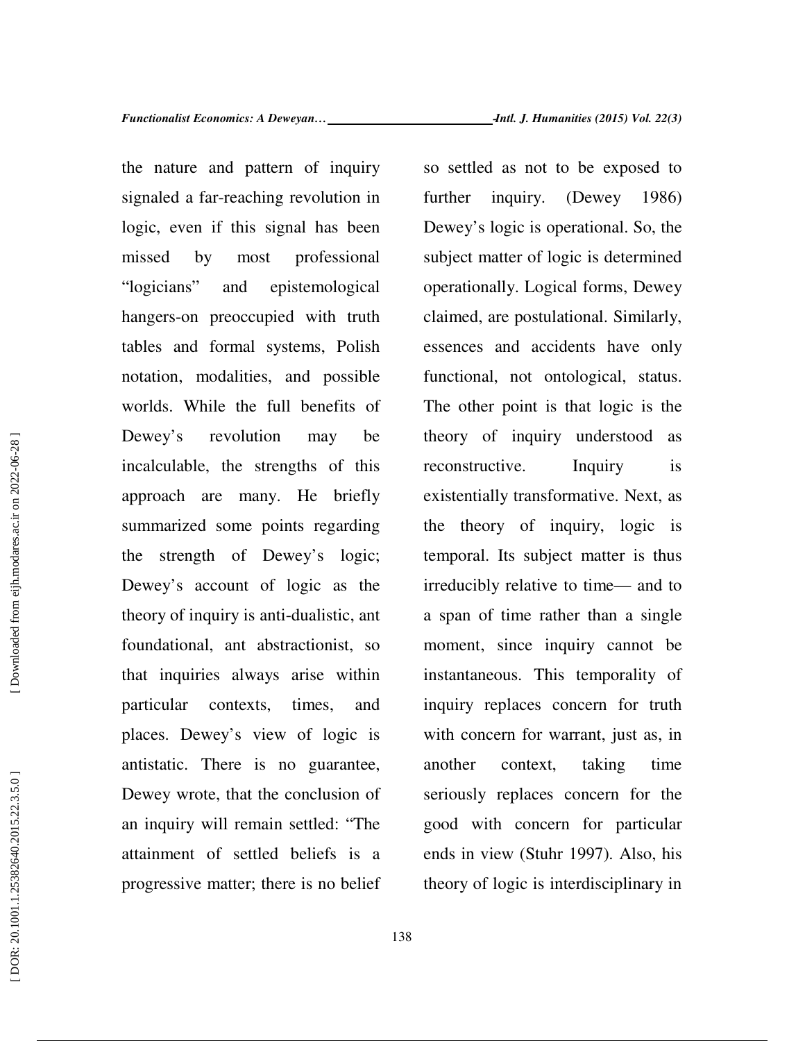the nature and pattern of inquiry signaled a far-reaching revolution in logic, even if this signal has been missed by most professional "logicians" and epistemological hangers-on preoccupied with truth tables and formal systems, Polish notation, modalities, and possible worlds. While the full benefits of Dewey's revolution may be incalculable, the strengths of this approach are many. He briefly summarized some points regarding the strength of Dewey's logic; Dewey's account of logic as the theory of inquiry is anti-dualistic, ant foundational, ant abstractionist, so that inquiries always arise within particular contexts, times, and places. Dewey's view of logic is antistatic. There is no guarantee, Dewey wrote, that the conclusion of an inquiry will remain settled: "The attainment of settled beliefs is a progressive matter; there is no belief so settled as not to be exposed to further inquiry. (Dewey 1986) Dewey's logic is operational. So, the subject matter of logic is determined operationally. Logical forms, Dewey claimed, are postulational. Similarly, essences and accidents have only functional, not ontological, status. The other point is that logic is the theory of inquiry understood as reconstructive. Inquiry is existentially transformative. Next, as the theory of inquiry, logic is temporal. Its subject matter is thus irreducibly relative to time— and to a span of time rather than a single moment, since inquiry cannot be instantaneous. This temporality of inquiry replaces concern for truth with concern for warrant, just as, in another context, taking time seriously replaces concern for the good with concern for particular ends in view (Stuhr 1997). Also, his theory of logic is interdisciplinary in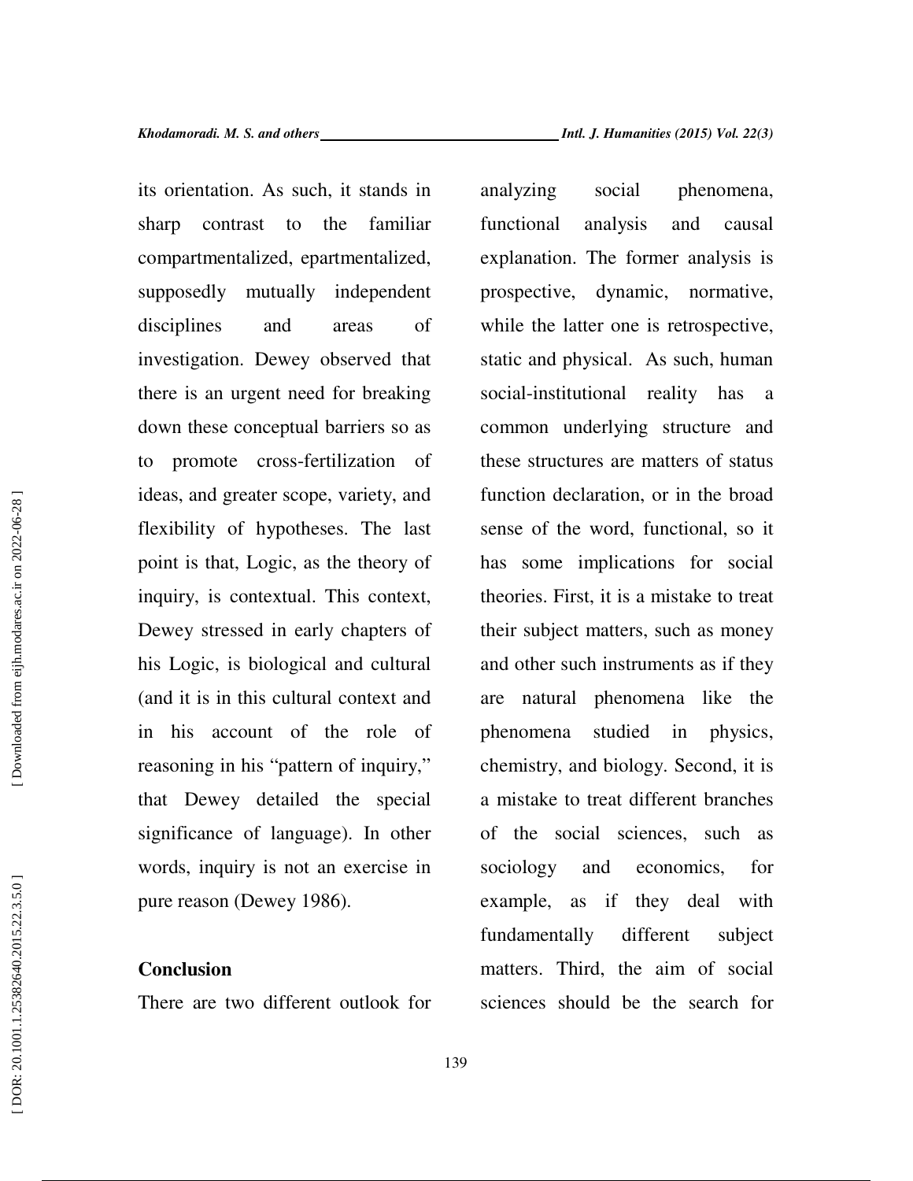its orientation. As such, it stands in sharp contrast to the familiar compartmentalized, epartmentalized, supposedly mutually independent disciplines and areas of investigation. Dewey observed that there is an urgent need for breaking down these conceptual barriers so as to promote cross-fertilization of ideas, and greater scope, variety, and flexibility of hypotheses. The last point is that, Logic, as the theory of inquiry, is contextual. This context, Dewey stressed in early chapters of his Logic, is biological and cultural (and it is in this cultural context and in his account of the role of reasoning in his "pattern of inquiry," that Dewey detailed the special significance of language). In other words, inquiry is not an exercise in pure reason (Dewey 1986).

## Conclusion

There are two different outlook for analyzing social phenomena, functional analysis and causal explanation. The former analysis is prospective, dynamic, normative, while the latter one is retrospective, static and physical. As such, human social-institutional reality has a common underlying structure and these structures are matters of status function declaration, or in the broad sense of the word, functional, so it has some implications for social theories. First, it is a mistake to treat their subject matters, such as money and other such instruments as if they are natural phenomena like the phenomena studied in physics, chemistry, and biology. Second, it is a mistake to treat different branches of the social sciences, such as sociology and economics, for example, as if they deal with fundamentally different subject matters. Third, the aim of social sciences should be the search for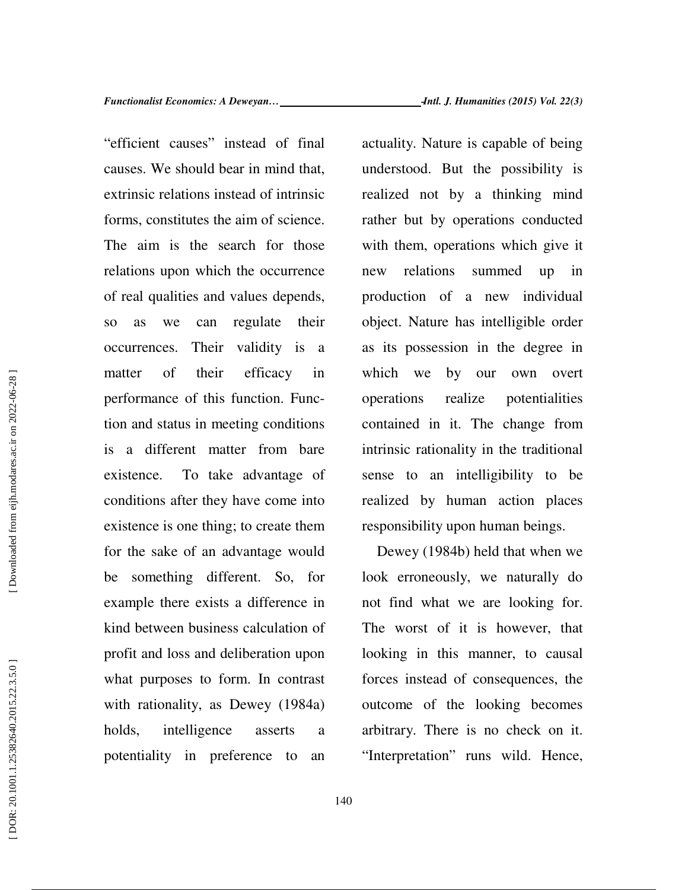"efficient causes" instead of final causes. We should bear in mind that, extrinsic relations instead of intrinsic forms, constitutes the aim of science. The aim is the search for those relations upon which the occurrence of real qualities and values depends, so as we can regulate their occurrences. Their validity is a matter of their efficacy in performance of this function. Function and status in meeting conditions is a different matter from bare existence. To take advantage of conditions after they have come into existence is one thing; to create them for the sake of an advantage would be something different. So, for example there exists a difference in kind between business calculation of profit and loss and deliberation upon what purposes to form. In contrast with rationality, as Dewey (1984a) holds, intelligence asserts a potentiality in preference to an actuality. Nature is capable of being understood. But the possibility is realized not by a thinking mind rather but by operations conducted with them, operations which give it new relations summed up in production of a new individual object. Nature has intelligible order as its possession in the degree in which we by our own overt operations realize potentialities contained in it. The change from intrinsic rationality in the traditional sense to an intelligibility to be realized by human action places responsibility upon human beings.

Dewey (1984b) held that when we look erroneously, we naturally do not find what we are looking for. The worst of it is however, that looking in this manner, to causal forces instead of consequences, the outcome of the looking becomes arbitrary. There is no check on it. "Interpretation" runs wild. Hence,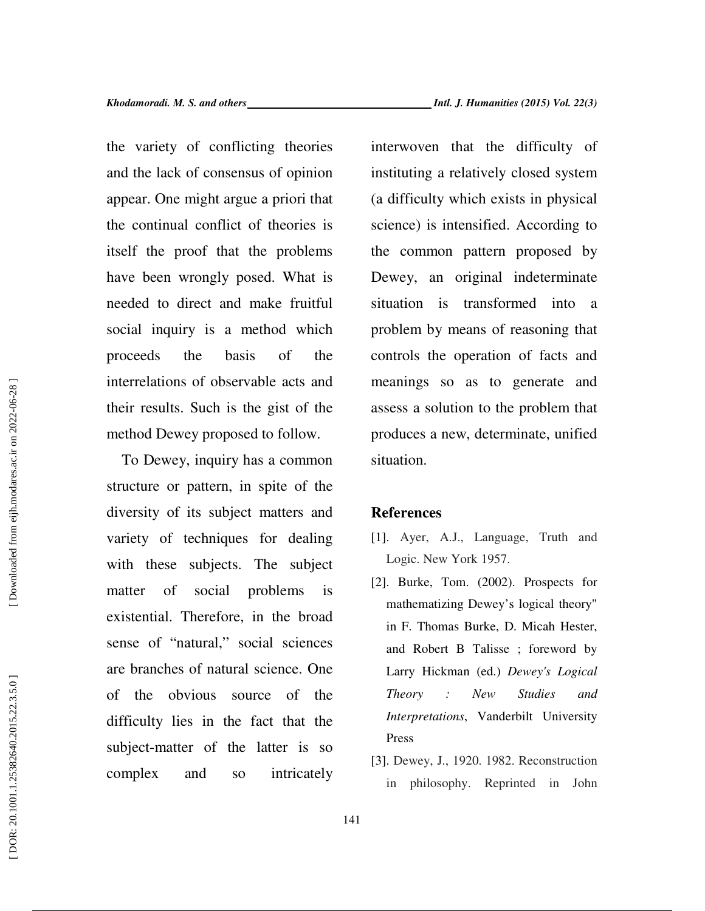the variety of conflicting theories and the lack of consensus of opinion appear. One might argue a priori that the continual conflict of theories is itself the proof that the problems have been wrongly posed. What is needed to direct and make fruitful social inquiry is a method which proceeds the basis of the interrelations of observable acts and their results. Such is the gist of the method Dewey proposed to follow.

To Dewey, inquiry has a common structure or pattern, in spite of the diversity of its subject matters and variety of techniques for dealing with these subjects. The subject matter of social problems is existential. Therefore, in the broad sense of "natural," social sciences are branches of natural science. One of the obvious source of the difficulty lies in the fact that the subject-matter of the latter is so complex and so intricately interwoven that the difficulty of instituting a relatively closed system (a difficulty which exists in physical science) is intensified. According to the common pattern proposed by Dewey, an original indeterminate situation is transformed into a problem by means of reasoning that controls the operation of facts and meanings so as to generate and assess a solution to the problem that produces a new, determinate, unified situation.

## References

[1]. Ayer, A.J., Language, Truth and Logic. New York 1957.

[2]. Burke, Tom. (2002). Prospects for mathematizing Dewey's logical theory" in F. Thomas Burke, D. Micah Hester, and Robert B Talisse ; foreword by Larry Hickman (ed.) *Dewey's Logical Theory : New Studies and Interpretations*, Vanderbilt University Press

[3]. Dewey, J., 1920. 1982. Reconstruction in philosophy. Reprinted in John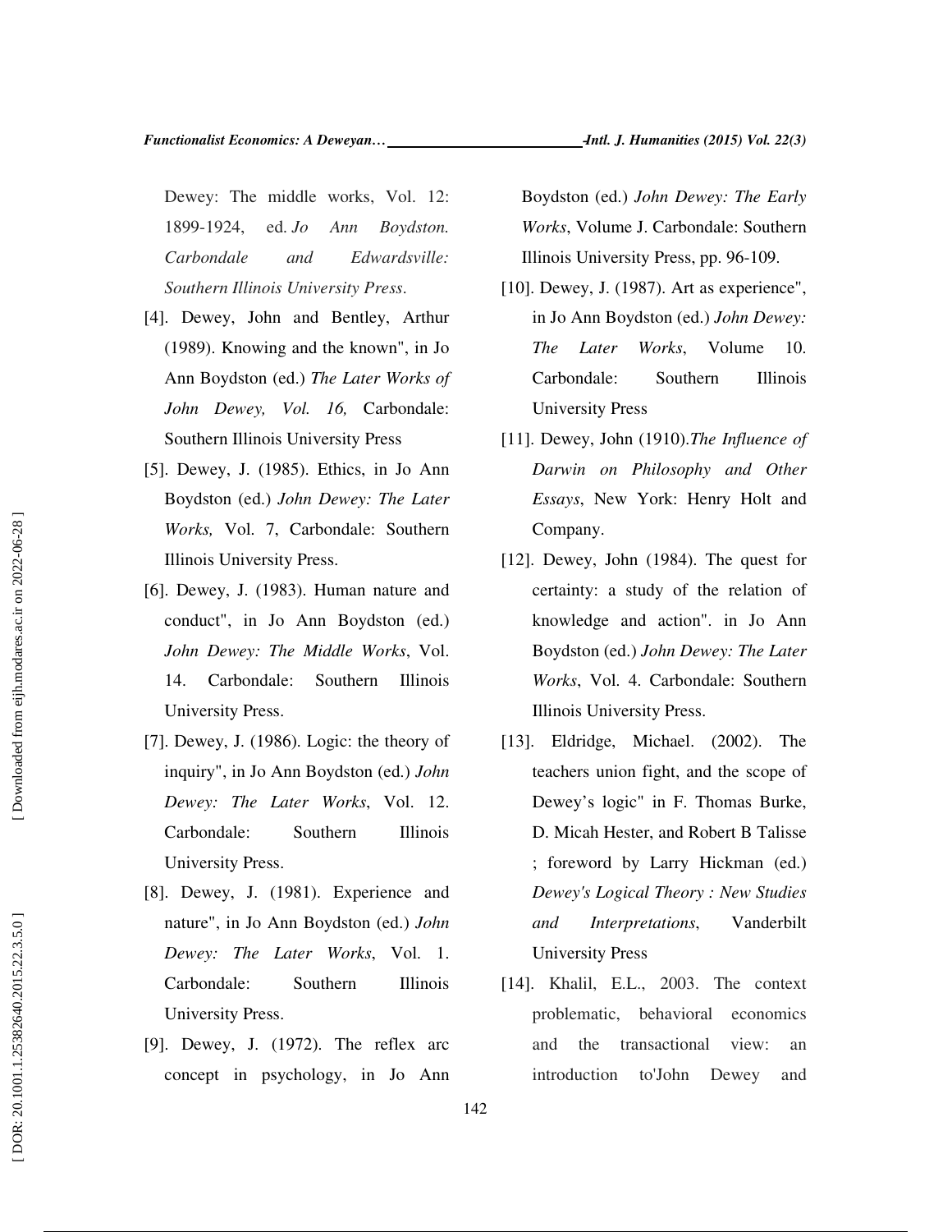Dewey: The middle works, Vol. 12: 1899-1924, ed. *Jo Ann Boydston. Carbondale and Edwardsville: Southern Illinois University Press*.

[4]. Dewey, John and Bentley, Arthur (1989). Knowing and the known", in Jo Ann Boydston (ed.) *The Later Works of John Dewey, Vol. 16,* Carbondale: Southern Illinois University Press

[5]. Dewey, J. (1985). Ethics, in Jo Ann Boydston (ed.) *John Dewey: The Later Works,* Vol. 7, Carbondale: Southern Illinois University Press.

[6]. Dewey, J. (1983). Human nature and conduct", in Jo Ann Boydston (ed.) *John Dewey: The Middle Works*, Vol. 14. Carbondale: Southern Illinois University Press.

[7]. Dewey, J. (1986). Logic: the theory of inquiry", in Jo Ann Boydston (ed.) *John Dewey: The Later Works*, Vol. 12. Carbondale: Southern Illinois University Press.

[8]. Dewey, J. (1981). Experience and nature", in Jo Ann Boydston (ed.) *John Dewey: The Later Works*, Vol. 1. Carbondale: Southern Illinois University Press.

[9]. Dewey, J. (1972). The reflex arc concept in psychology, in Jo Ann Boydston (ed.) *John Dewey: The Early Works*, Volume J. Carbondale: Southern Illinois University Press, pp. 96-109.

[10]. Dewey, J. (1987). Art as experience", in Jo Ann Boydston (ed.) *John Dewey: The Later Works*, Volume 10. Carbondale: Southern Illinois University Press

[11]. Dewey, John (1910).*The Influence of Darwin on Philosophy and Other Essays*, New York: Henry Holt and Company.

[12]. Dewey, John (1984). The quest for certainty: a study of the relation of knowledge and action". in Jo Ann Boydston (ed.) *John Dewey: The Later Works*, Vol. 4. Carbondale: Southern Illinois University Press.

[13]. Eldridge, Michael. (2002). The teachers union fight, and the scope of Dewey's logic" in F. Thomas Burke, D. Micah Hester, and Robert B Talisse ; foreword by Larry Hickman (ed.) *Dewey's Logical Theory : New Studies and Interpretations*, Vanderbilt University Press

[14]. Khalil, E.L., 2003. The context problematic, behavioral economics and the transactional view: an introduction to'John Dewey and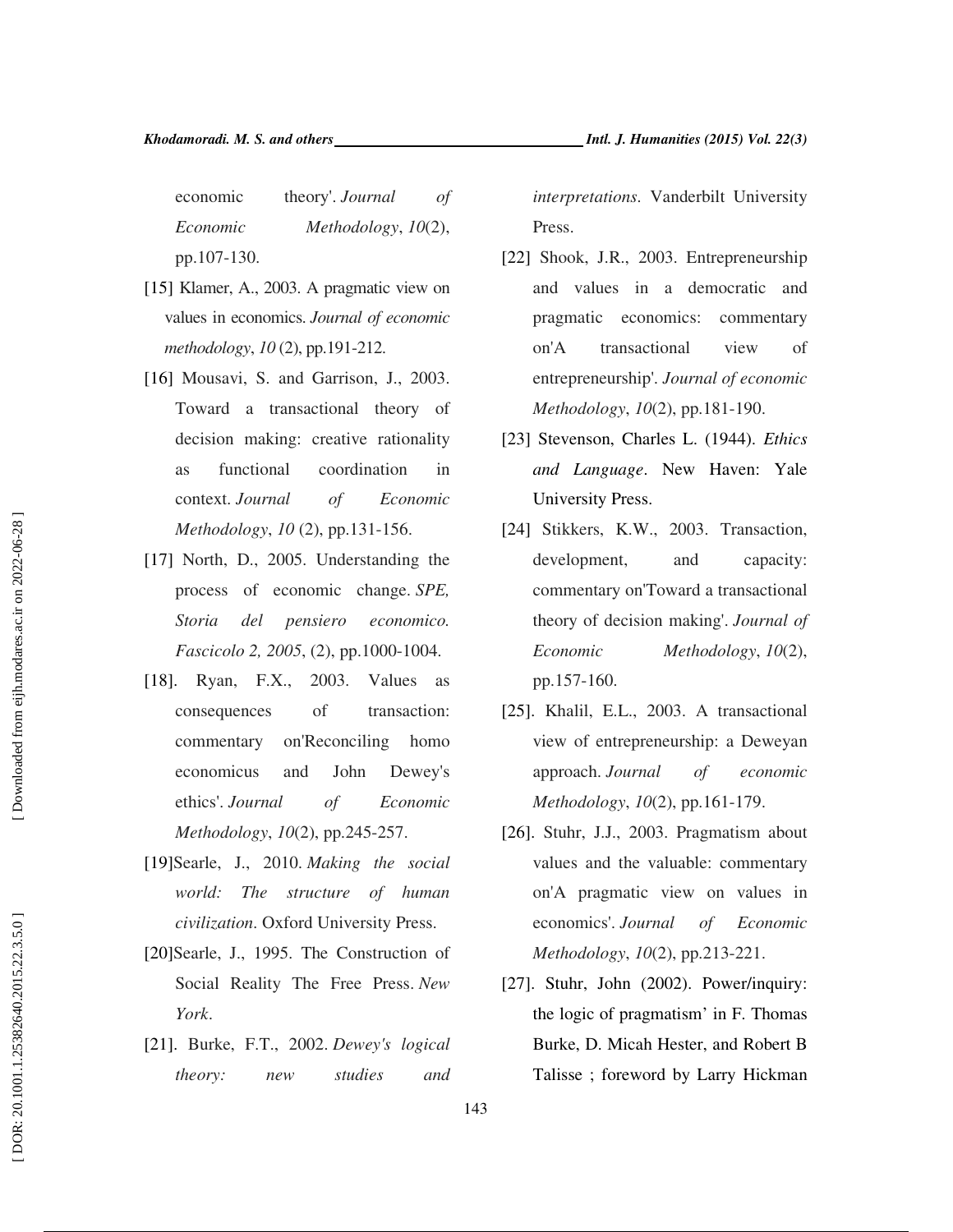economic theory'. *Journal of Economic Methodology*, *10*(2), pp.107-130.

[15] Klamer, A., 2003. A pragmatic view on values in economics. *Journal of economic methodology*, *10* (2), pp.191-212.

[16] Mousavi, S. and Garrison, J., 2003. Toward a transactional theory of decision making: creative rationality as functional coordination in context. *Journal of Economic Methodology*, *10* (2), pp.131-156.

[17] North, D., 2005. Understanding the process of economic change. *SPE, Storia del pensiero economico. Fascicolo 2, 2005*, (2), pp.1000-1004.

[18]. Ryan, F.X., 2003. Values as consequences of transaction: commentary on'Reconciling homo economicus and John Dewey's ethics'. *Journal of Economic Methodology*, *10*(2), pp.245-257.

[19]Searle, J., 2010. *Making the social world: The structure of human civilization*. Oxford University Press.

[20]Searle, J., 1995. The Construction of Social Reality The Free Press. *New York*.

[21]. Burke, F.T., 2002. *Dewey's logical theory: new studies and interpretations*. Vanderbilt University Press.

[22] Shook, J.R., 2003. Entrepreneurship and values in a democratic and pragmatic economics: commentary on'A transactional view of entrepreneurship'. *Journal of economic Methodology*, *10*(2), pp.181-190.

[23] Stevenson, Charles L. (1944). *Ethics and Language*. New Haven: Yale University Press.

[24] Stikkers, K.W., 2003. Transaction, development, and capacity: commentary on'Toward a transactional theory of decision making'. *Journal of Economic Methodology*, *10*(2), pp.157-160.

[25]. Khalil, E.L., 2003. A transactional view of entrepreneurship: a Deweyan approach. *Journal of economic Methodology*, *10*(2), pp.161-179.

[26]. Stuhr, J.J., 2003. Pragmatism about values and the valuable: commentary on'A pragmatic view on values in economics'. *Journal of Economic Methodology*, *10*(2), pp.213-221.

[27]. Stuhr, John (2002). Power/inquiry: the logic of pragmatism' in F. Thomas Burke, D. Micah Hester, and Robert B Talisse ; foreword by Larry Hickman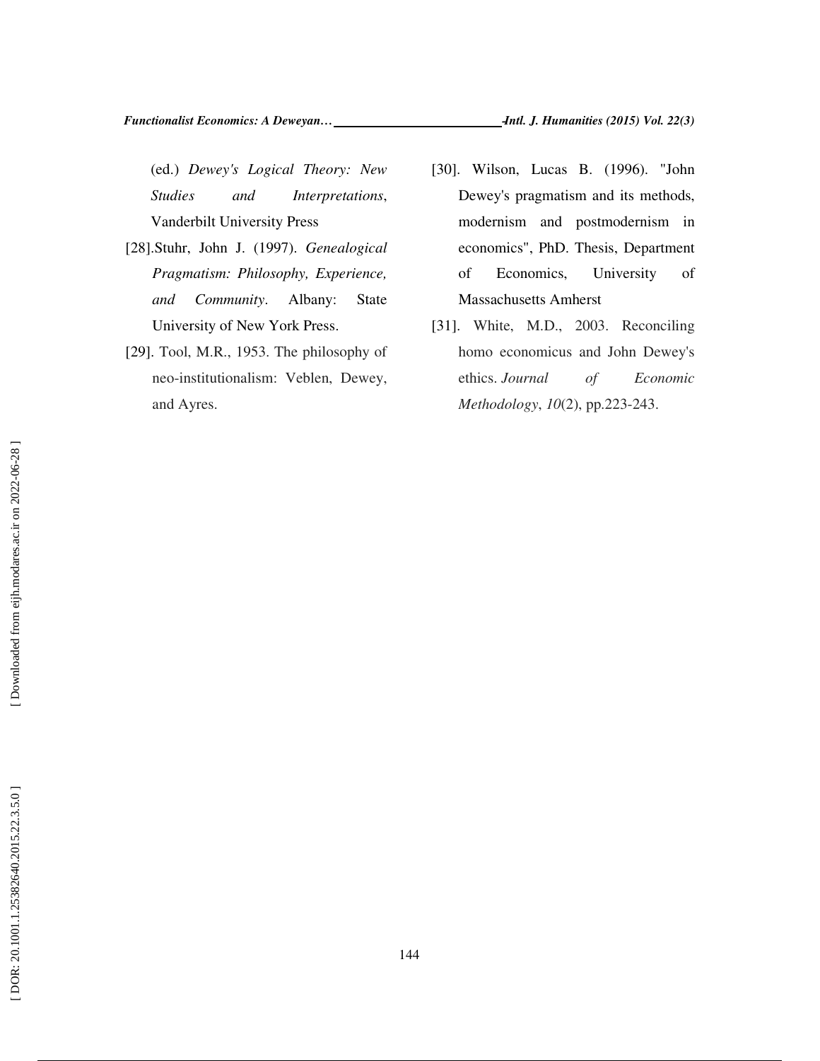(ed.) *Dewey's Logical Theory: New Studies and Interpretations*, Vanderbilt University Press

[28].Stuhr, John J. (1997). *Genealogical Pragmatism: Philosophy, Experience, and Community*. Albany: State University of New York Press.

[29]. Tool, M.R., 1953. The philosophy of neo-institutionalism: Veblen, Dewey, and Ayres.

[30]. Wilson, Lucas B. (1996). "John Dewey's pragmatism and its methods, modernism and postmodernism in economics", PhD. Thesis, Department of Economics, University of Massachusetts Amherst

[31]. White, M.D., 2003. Reconciling homo economicus and John Dewey's ethics. *Journal of Economic Methodology*, *10*(2), pp.223-243.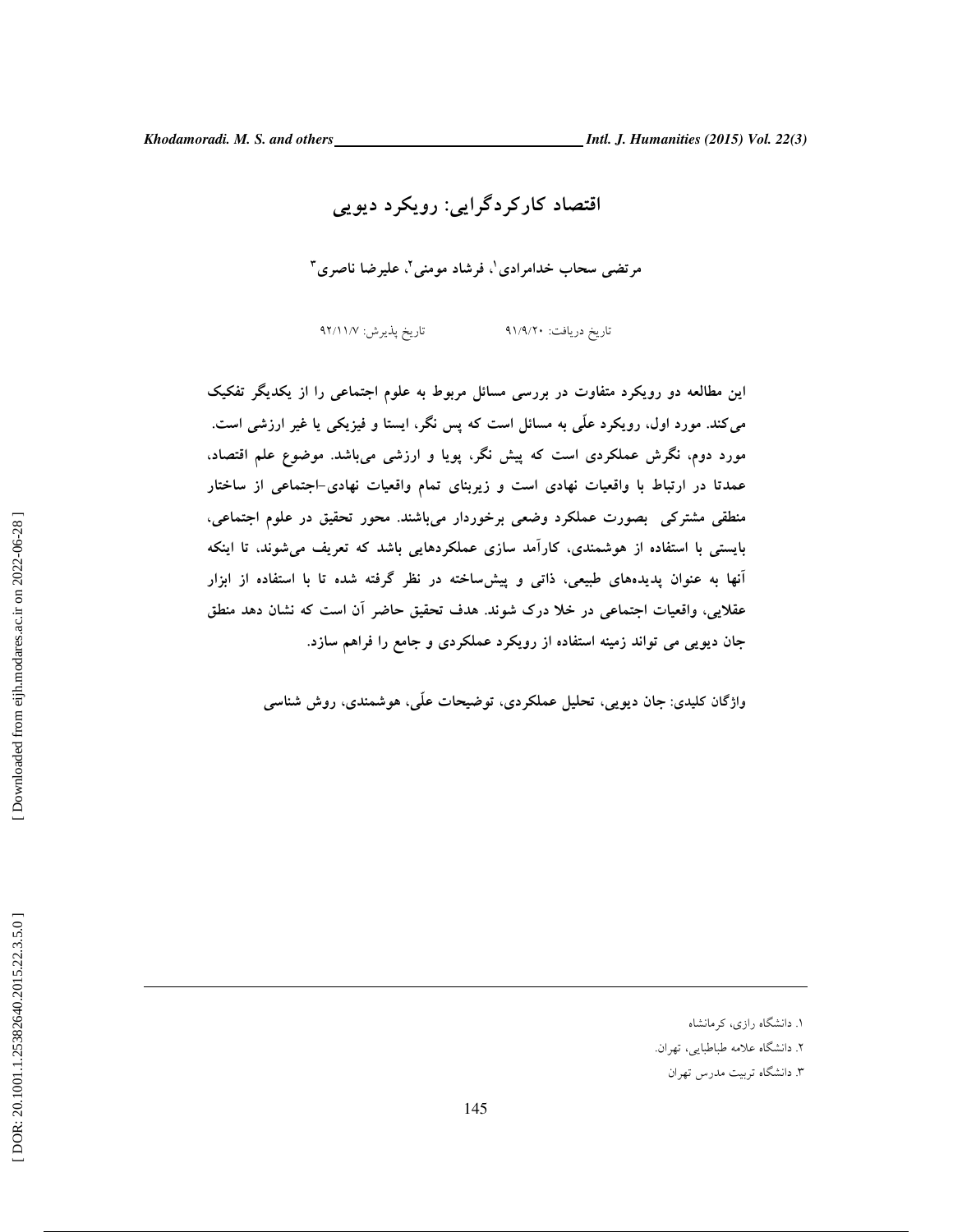# اقتصاد کارکردگرایی: رویکرد دیویی

مرتضی سحاب خدامرادی[1]، فرشاد مومنی[2]، علیرضا ناصری[3]

تاریخ دریافت: ۹۱/۹/۲۰ تاریخ پذیرش: ۹۲/۱۱/۷

**این مطالعه دو رویکرد متفاوت در بررسی مسائل مربوط به علوم اجتماعی را از یکدیگر تفکیک می‌کند. مورد اول، رویکرد علّی به مسائل است که پس نگر، ایستا و فیزیکی یا غیر ارزشی است. مورد دوم، نگرش عملکردی است که پیش نگر، پویا و ارزشی می‌باشد. موضوع علم اقتصاد، عمدتا در ارتباط با واقعیات نهادی است و زیربنای تمام واقعیات نهادی-اجتماعی از ساختار منطقی مشترکی بصورت عملکرد وضعی برخوردار می‌باشند. محور تحقیق در علوم اجتماعی، بایستی با استفاده از هوشمندی، کارآمد سازی عملکردهایی باشد که تعریف می‌شوند، تا اینکه آنها به عنوان پدیده‌های طبیعی، ذاتی و پیش‌ساخته در نظر گرفته شده تا با استفاده از ابزار عقلایی، واقعیات اجتماعی در خلا درک شوند. هدف تحقیق حاضر آن است که نشان دهد منطق جان دیویی می تواند زمینه استفاده از رویکرد عملکردی و جامع را فراهم سازد.**

**واژگان کلیدی: جان دیویی، تحلیل عملکردی، توضیحات علّی، هوشمندی، روش شناسی**

---

۱. دانشگاه رازی، کرمانشاه

۲. دانشگاه علامه طباطبایی، تهران.

۳. دانشگاه تربیت مدرس تهران